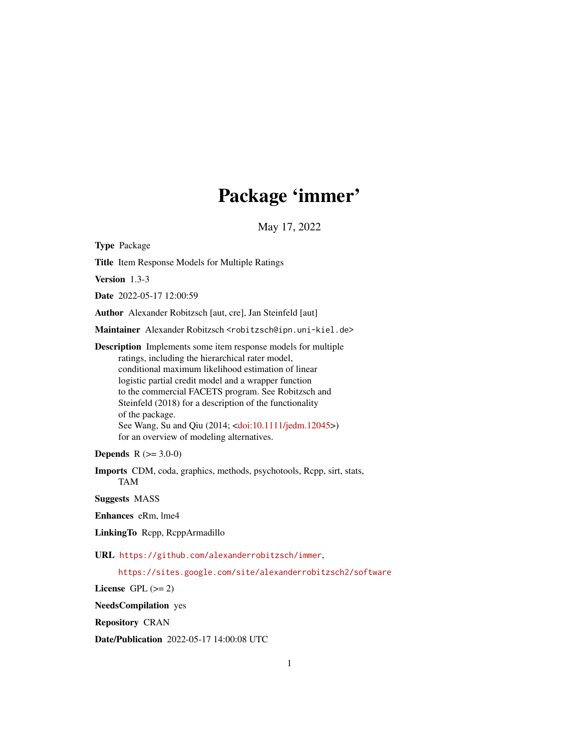# Package 'immer'

May 17, 2022

**Type** Package

**Title** Item Response Models for Multiple Ratings

**Version** 1.3-3

**Date** 2022-05-17 12:00:59

**Author** Alexander Robitzsch [aut, cre], Jan Steinfeld [aut]

**Maintainer** Alexander Robitzsch <robitzsch@ipn.uni-kiel.de>

**Description** Implements some item response models for multiple ratings, including the hierarchical rater model, conditional maximum likelihood estimation of linear logistic partial credit model and a wrapper function to the commercial FACETS program. See Robitzsch and Steinfeld (2018) for a description of the functionality of the package. See Wang, Su and Qiu (2014; <doi:10.1111/jedm.12045>) for an overview of modeling alternatives.

**Depends** R (>= 3.0-0)

**Imports** CDM, coda, graphics, methods, psychotools, Rcpp, sirt, stats, TAM

**Suggests** MASS

**Enhances** eRm, lme4

**LinkingTo** Rcpp, RcppArmadillo

**URL** https://github.com/alexanderrobitzsch/immer, https://sites.google.com/site/alexanderrobitzsch2/software

**License** GPL (>= 2)

**NeedsCompilation** yes

**Repository** CRAN

**Date/Publication** 2022-05-17 14:00:08 UTC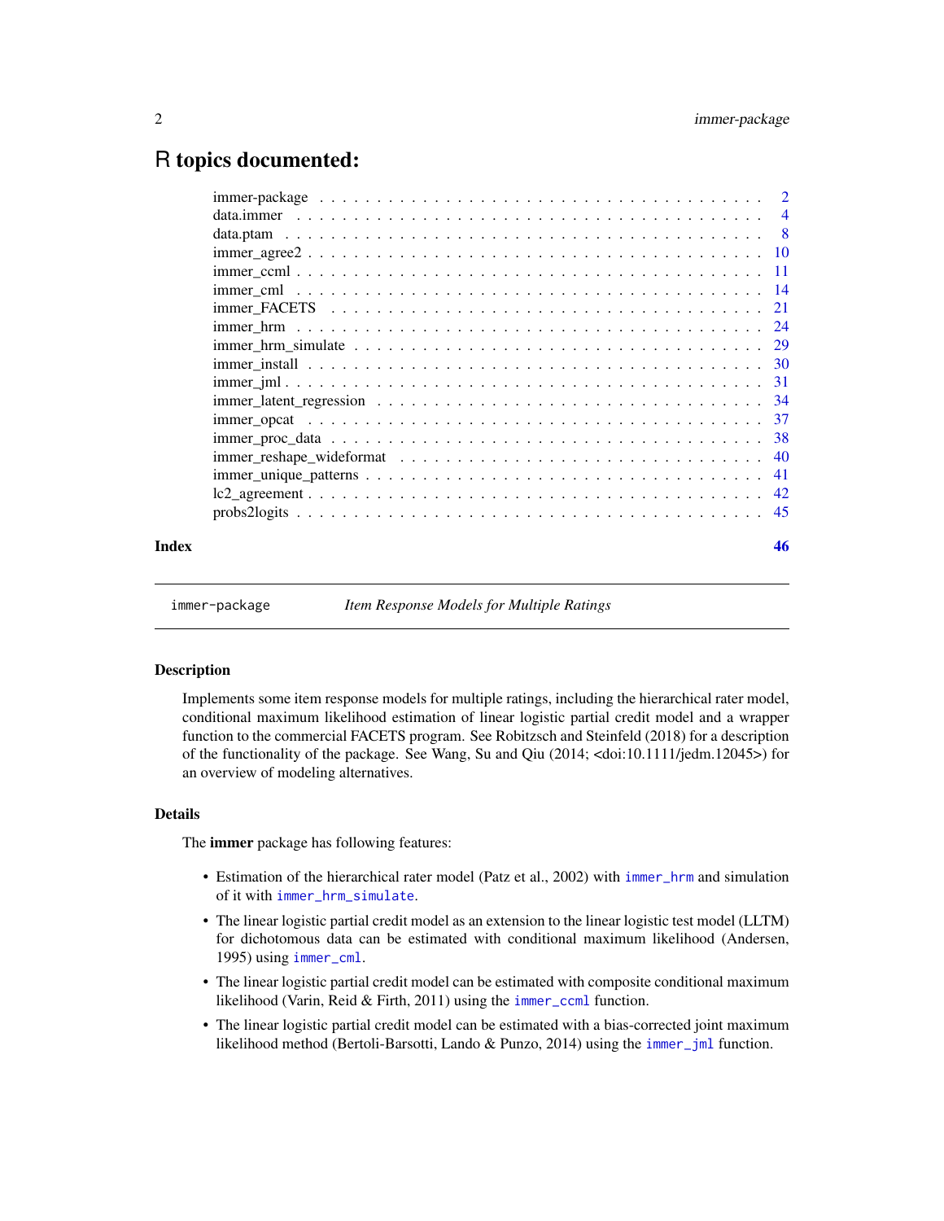# R topics documented:

| | |
|---|---|
| immer-package | 2 |
| data.immer | 4 |
| data.ptam | 8 |
| immer_agree2 | 10 |
| immer_ccml | 11 |
| immer_cml | 14 |
| immer_FACETS | 21 |
| immer_hrm | 24 |
| immer_hrm_simulate | 29 |
| immer_install | 30 |
| immer_jml | 31 |
| immer_latent_regression | 34 |
| immer_opcat | 37 |
| immer_proc_data | 38 |
| immer_reshape_wideformat | 40 |
| immer_unique_patterns | 41 |
| lc2_agreement | 42 |
| probs2logits | 45 |

**Index** 46

---

immer-package *Item Response Models for Multiple Ratings*

---

### Description

Implements some item response models for multiple ratings, including the hierarchical rater model, conditional maximum likelihood estimation of linear logistic partial credit model and a wrapper function to the commercial FACETS program. See Robitzsch and Steinfeld (2018) for a description of the functionality of the package. See Wang, Su and Qiu (2014; <doi:10.1111/jedm.12045>) for an overview of modeling alternatives.

### Details

The **immer** package has following features:

- Estimation of the hierarchical rater model (Patz et al., 2002) with `immer_hrm` and simulation of it with `immer_hrm_simulate`.
- The linear logistic partial credit model as an extension to the linear logistic test model (LLTM) for dichotomous data can be estimated with conditional maximum likelihood (Andersen, 1995) using `immer_cml`.
- The linear logistic partial credit model can be estimated with composite conditional maximum likelihood (Varin, Reid & Firth, 2011) using the `immer_ccml` function.
- The linear logistic partial credit model can be estimated with a bias-corrected joint maximum likelihood method (Bertoli-Barsotti, Lando & Punzo, 2014) using the `immer_jml` function.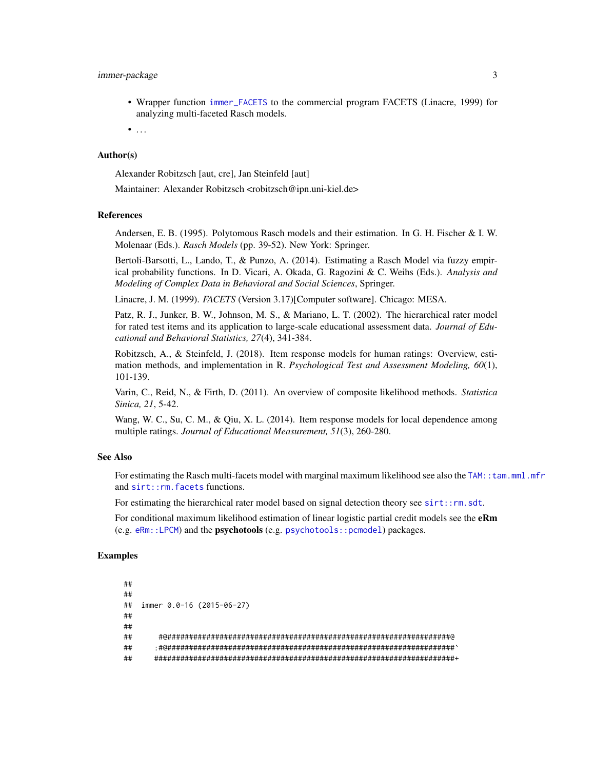- Wrapper function `immer_FACETS` to the commercial program FACETS (Linacre, 1999) for analyzing multi-faceted Rasch models.
- ...

### Author(s)

Alexander Robitzsch [aut, cre], Jan Steinfeld [aut]

Maintainer: Alexander Robitzsch <robitzsch@ipn.uni-kiel.de>

### References

Andersen, E. B. (1995). Polytomous Rasch models and their estimation. In G. H. Fischer & I. W. Molenaar (Eds.). *Rasch Models* (pp. 39-52). New York: Springer.

Bertoli-Barsotti, L., Lando, T., & Punzo, A. (2014). Estimating a Rasch Model via fuzzy empirical probability functions. In D. Vicari, A. Okada, G. Ragozini & C. Weihs (Eds.). *Analysis and Modeling of Complex Data in Behavioral and Social Sciences*, Springer.

Linacre, J. M. (1999). *FACETS* (Version 3.17)[Computer software]. Chicago: MESA.

Patz, R. J., Junker, B. W., Johnson, M. S., & Mariano, L. T. (2002). The hierarchical rater model for rated test items and its application to large-scale educational assessment data. *Journal of Educational and Behavioral Statistics, 27*(4), 341-384.

Robitzsch, A., & Steinfeld, J. (2018). Item response models for human ratings: Overview, estimation methods, and implementation in R. *Psychological Test and Assessment Modeling, 60*(1), 101-139.

Varin, C., Reid, N., & Firth, D. (2011). An overview of composite likelihood methods. *Statistica Sinica, 21*, 5-42.

Wang, W. C., Su, C. M., & Qiu, X. L. (2014). Item response models for local dependence among multiple ratings. *Journal of Educational Measurement, 51*(3), 260-280.

### See Also

For estimating the Rasch multi-facets model with marginal maximum likelihood see also the `TAM::tam.mml.mfr` and `sirt::rm.facets` functions.

For estimating the hierarchical rater model based on signal detection theory see `sirt::rm.sdt`.

For conditional maximum likelihood estimation of linear logistic partial credit models see the **eRm** (e.g. `eRm::LPCM`) and the **psychotools** (e.g. `psychotools::pcmodel`) packages.

### Examples

```
##
##
##  immer 0.0-16 (2015-06-27)
##
##
##      #@####################################################################@
##     :#@####################################################################`
##     #######################################################################+
```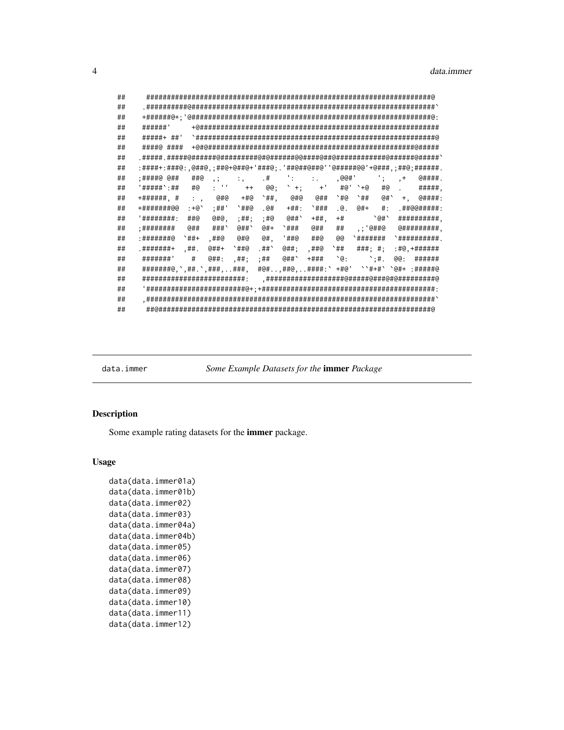```
##     ####################################################################@
##    .#########@#######################################################`
##    +######@+;'@#####################################################@:
##    ######'     +@###################################################
##    #####+ ##'   `###################################################@
##    ####@ ####  +@#@################################################@#####
##   .#####.#####@######@#########@#@######@@####@##@###########@######@#####`
##   :####+:###@:,@##@,;##@+@##@+'###@;.'##@##@##@''@#####@@'+@###,;##@;######.
##   ;####@ @##   ##@  ,;    :,    .#    ':    :.    ,@@#'     ';   ,+   @####.
##   '#####`:##   #@   : ''    ++   @@;  ` +;    +'   #@' `+@   #@  .    #####,
##   +######, #   : ,   @#@   +#@  `##,   @#@   @##  `#@  `##   @#`  +,  @####:
##   +#######@@  :+@`  ;##'  `##@  .@#   +##:  `###  .@.  @#+   #:  .##@@#####:
##   '########:  ##@   @#@,  ;##;  ;#@   @##`  +##,  +#        `@#`  ##########,
##   ;########   @##   ###`  @##`  @#+  `###   @##   ##   ,;'@##@   @#########,
##   :#######@  `##+  ,##@   @#@   @#,  '##@   ##@   @@  `#######   `##########.
##   .#######+  ,##.  @##+  `##@  .##`  @##;  ,##@  `##   ###; #;  :#@,+######
##    #######'    #   @##:  ,##;  ;##   @##`  +###   `@:      `;#.  @@:  ######
##    #######@,`,##.`,###,..###,  #@#..,##@,..####:` +#@'  ``#+#` `@#+ :#####@
##    ##########################:   ,##################@#####@###@#@#########@
##    '#########################@+;+###########################################:
##   ,########################################################################`
##    ##@####################################################################@
```

---

data.immer — *Some Example Datasets for the* **immer** *Package*

---

## Description

Some example rating datasets for the **immer** package.

## Usage

```
data(data.immer01a)
data(data.immer01b)
data(data.immer02)
data(data.immer03)
data(data.immer04a)
data(data.immer04b)
data(data.immer05)
data(data.immer06)
data(data.immer07)
data(data.immer08)
data(data.immer09)
data(data.immer10)
data(data.immer11)
data(data.immer12)
```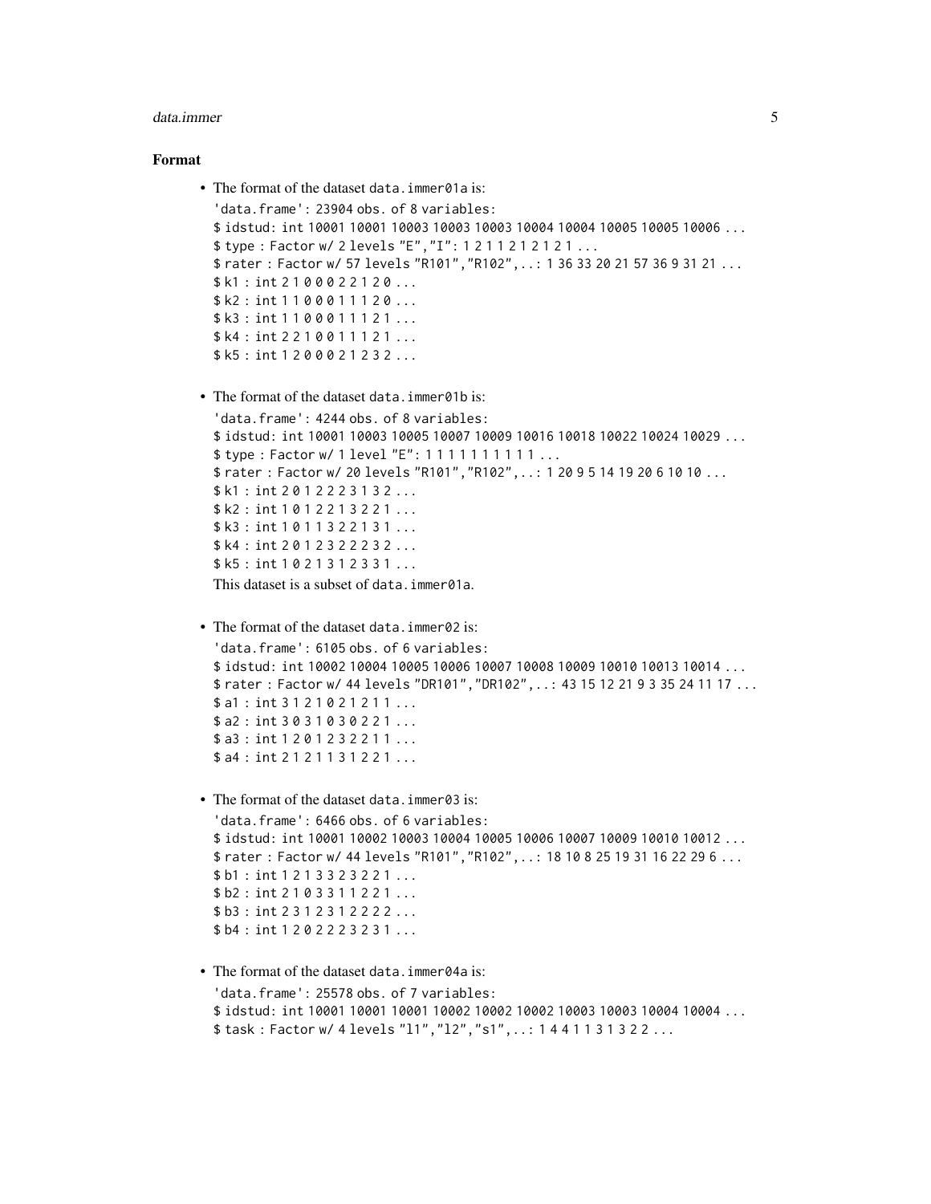### Format

- The format of the dataset `data.immer01a` is:

```
'data.frame': 23904 obs. of 8 variables:
$ idstud: int 10001 10001 10003 10003 10003 10004 10004 10005 10005 10006 ...
$ type : Factor w/ 2 levels "E","I": 1 2 1 1 2 1 2 1 2 1 ...
$ rater : Factor w/ 57 levels "R101","R102",..: 1 36 33 20 21 57 36 9 31 21 ...
$ k1 : int 2 1 0 0 0 2 2 1 2 0 ...
$ k2 : int 1 1 0 0 0 1 1 1 2 0 ...
$ k3 : int 1 1 0 0 0 1 1 1 2 1 ...
$ k4 : int 2 2 1 0 0 1 1 1 2 1 ...
$ k5 : int 1 2 0 0 0 2 1 2 3 2 ...
```

- The format of the dataset `data.immer01b` is:

```
'data.frame': 4244 obs. of 8 variables:
$ idstud: int 10001 10003 10005 10007 10009 10016 10018 10022 10024 10029 ...
$ type : Factor w/ 1 level "E": 1 1 1 1 1 1 1 1 1 1 ...
$ rater : Factor w/ 20 levels "R101","R102",..: 1 20 9 5 14 19 20 6 10 10 ...
$ k1 : int 2 0 1 2 2 2 3 1 3 2 ...
$ k2 : int 1 0 1 2 2 1 3 2 2 1 ...
$ k3 : int 1 0 1 1 3 2 2 1 3 1 ...
$ k4 : int 2 0 1 2 3 2 2 2 3 2 ...
$ k5 : int 1 0 2 1 3 1 2 3 3 1 ...
```

  This dataset is a subset of `data.immer01a`.

- The format of the dataset `data.immer02` is:

```
'data.frame': 6105 obs. of 6 variables:
$ idstud: int 10002 10004 10005 10006 10007 10008 10009 10010 10013 10014 ...
$ rater : Factor w/ 44 levels "DR101","DR102",..: 43 15 12 21 9 3 35 24 11 17 ...
$ a1 : int 3 1 2 1 0 2 1 2 1 1 ...
$ a2 : int 3 0 3 1 0 3 0 2 2 1 ...
$ a3 : int 1 2 0 1 2 3 2 2 1 1 ...
$ a4 : int 2 1 2 1 1 3 1 2 2 1 ...
```

- The format of the dataset `data.immer03` is:

```
'data.frame': 6466 obs. of 6 variables:
$ idstud: int 10001 10002 10003 10004 10005 10006 10007 10009 10010 10012 ...
$ rater : Factor w/ 44 levels "R101","R102",..: 18 10 8 25 19 31 16 22 29 6 ...
$ b1 : int 1 2 1 3 3 2 3 2 2 1 ...
$ b2 : int 2 1 0 3 3 1 1 2 2 1 ...
$ b3 : int 2 3 1 2 3 1 2 2 2 2 ...
$ b4 : int 1 2 0 2 2 2 3 2 3 1 ...
```

- The format of the dataset `data.immer04a` is:

```
'data.frame': 25578 obs. of 7 variables:
$ idstud: int 10001 10001 10001 10002 10002 10002 10003 10003 10004 10004 ...
$ task : Factor w/ 4 levels "l1","l2","s1",..: 1 4 4 1 1 3 1 3 2 2 ...
```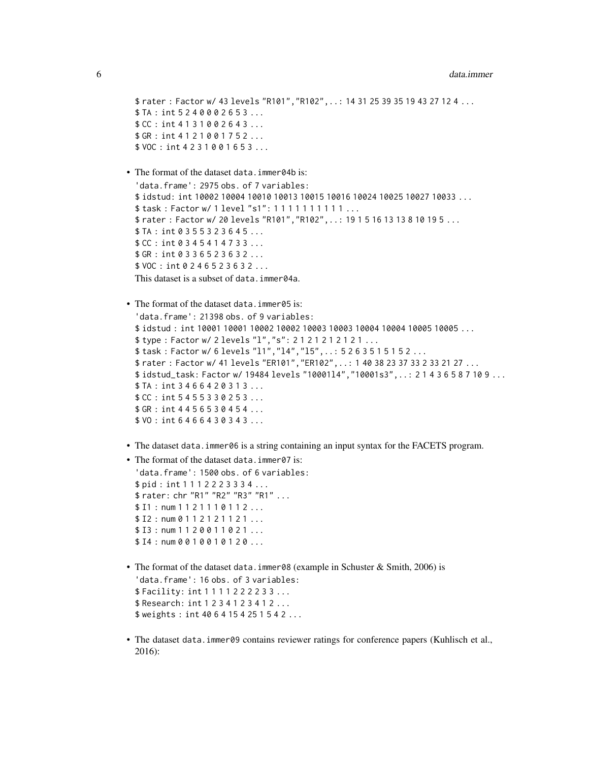```
$ rater : Factor w/ 43 levels "R101","R102",..: 14 31 25 39 35 19 43 27 12 4 ...
$ TA : int 5 2 4 0 0 0 2 6 5 3 ...
$ CC : int 4 1 3 1 0 0 2 6 4 3 ...
$ GR : int 4 1 2 1 0 0 1 7 5 2 ...
$ VOC : int 4 2 3 1 0 0 1 6 5 3 ...
```

- The format of the dataset `data.immer04b` is:

```
'data.frame': 2975 obs. of 7 variables:
$ idstud: int 10002 10004 10010 10013 10015 10016 10024 10025 10027 10033 ...
$ task : Factor w/ 1 level "s1": 1 1 1 1 1 1 1 1 1 1 ...
$ rater : Factor w/ 20 levels "R101","R102",..: 19 1 5 16 13 13 8 10 19 5 ...
$ TA : int 0 3 5 5 3 2 3 6 4 5 ...
$ CC : int 0 3 4 5 4 1 4 7 3 3 ...
$ GR : int 0 3 3 6 5 2 3 6 3 2 ...
$ VOC : int 0 2 4 6 5 2 3 6 3 2 ...
```

This dataset is a subset of `data.immer04a`.

- The format of the dataset `data.immer05` is:

```
'data.frame': 21398 obs. of 9 variables:
$ idstud : int 10001 10001 10002 10002 10003 10003 10004 10004 10005 10005 ...
$ type : Factor w/ 2 levels "l","s": 2 1 2 1 2 1 2 1 2 1 ...
$ task : Factor w/ 6 levels "l1","l4","l5",..: 5 2 6 3 5 1 5 1 5 2 ...
$ rater : Factor w/ 41 levels "ER101","ER102",..: 1 40 38 23 37 33 2 33 21 27 ...
$ idstud_task: Factor w/ 19484 levels "10001l4","10001s3",..: 2 1 4 3 6 5 8 7 10 9 ...
$ TA : int 3 4 6 6 4 2 0 3 1 3 ...
$ CC : int 5 4 5 5 3 3 0 2 5 3 ...
$ GR : int 4 4 5 6 5 3 0 4 5 4 ...
$ VO : int 6 4 6 6 4 3 0 3 4 3 ...
```

- The dataset `data.immer06` is a string containing an input syntax for the FACETS program.
- The format of the dataset `data.immer07` is:

```
'data.frame': 1500 obs. of 6 variables:
$ pid : int 1 1 1 2 2 2 3 3 3 4 ...
$ rater: chr "R1" "R2" "R3" "R1" ...
$ I1 : num 1 1 2 1 1 1 0 1 1 2 ...
$ I2 : num 0 1 1 2 1 2 1 1 2 1 ...
$ I3 : num 1 1 2 0 0 1 1 0 2 1 ...
$ I4 : num 0 0 1 0 0 1 0 1 2 0 ...
```

- The format of the dataset `data.immer08` (example in Schuster & Smith, 2006) is

```
'data.frame': 16 obs. of 3 variables:
$ Facility: int 1 1 1 1 2 2 2 2 3 3 ...
$ Research: int 1 2 3 4 1 2 3 4 1 2 ...
$ weights : int 40 6 4 15 4 25 1 5 4 2 ...
```

- The dataset `data.immer09` contains reviewer ratings for conference papers (Kuhlisch et al., 2016):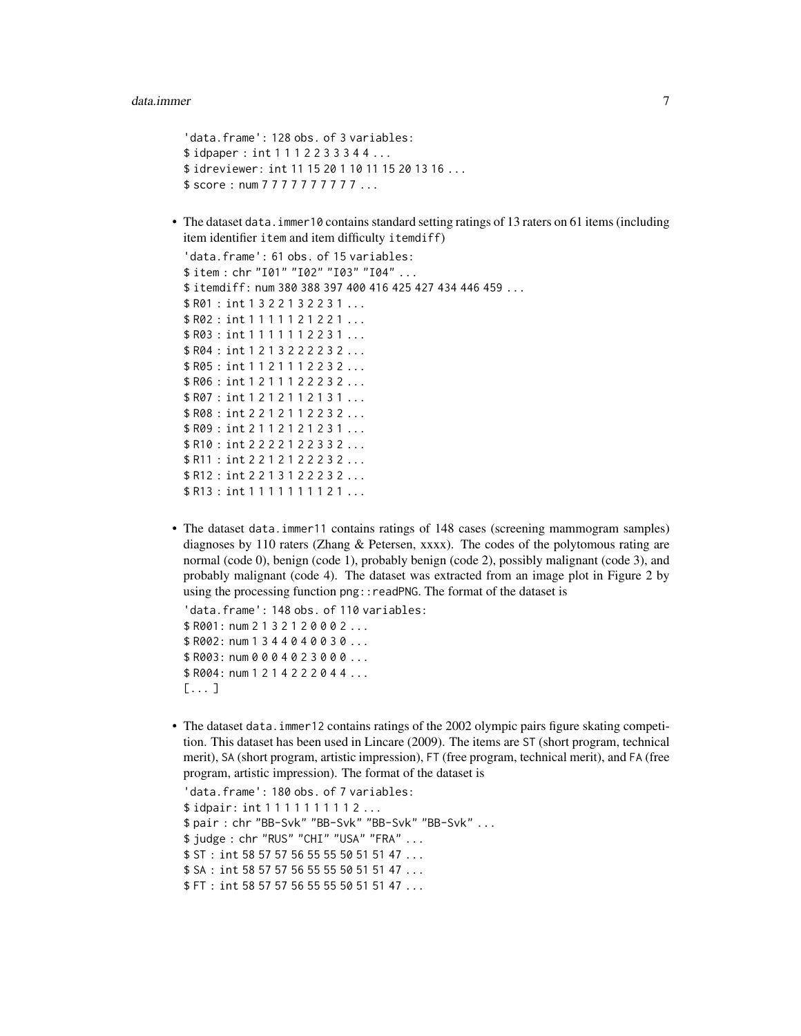```
'data.frame': 128 obs. of 3 variables:
$ idpaper : int 1 1 1 2 2 3 3 3 4 4 ...
$ idreviewer: int 11 15 20 1 10 11 15 20 13 16 ...
$ score : num 7 7 7 7 7 7 7 7 7 7 ...
```

- The dataset `data.immer10` contains standard setting ratings of 13 raters on 61 items (including item identifier `item` and item difficulty `itemdiff`)

```
'data.frame': 61 obs. of 15 variables:
$ item : chr "I01" "I02" "I03" "I04" ...
$ itemdiff: num 380 388 397 400 416 425 427 434 446 459 ...
$ R01 : int 1 3 2 2 1 3 2 2 3 1 ...
$ R02 : int 1 1 1 1 1 2 1 2 2 1 ...
$ R03 : int 1 1 1 1 1 1 2 2 3 1 ...
$ R04 : int 1 2 1 3 2 2 2 2 3 2 ...
$ R05 : int 1 1 2 1 1 1 2 2 3 2 ...
$ R06 : int 1 2 1 1 1 2 2 2 3 2 ...
$ R07 : int 1 2 1 2 1 1 2 1 3 1 ...
$ R08 : int 2 2 1 2 1 1 2 2 3 2 ...
$ R09 : int 2 1 1 2 1 2 1 2 3 1 ...
$ R10 : int 2 2 2 2 1 2 2 3 3 2 ...
$ R11 : int 2 2 1 2 1 2 2 2 3 2 ...
$ R12 : int 2 2 1 3 1 2 2 2 3 2 ...
$ R13 : int 1 1 1 1 1 1 1 1 2 1 ...
```

- The dataset `data.immer11` contains ratings of 148 cases (screening mammogram samples) diagnoses by 110 raters (Zhang & Petersen, xxxx). The codes of the polytomous rating are normal (code 0), benign (code 1), probably benign (code 2), possibly malignant (code 3), and probably malignant (code 4). The dataset was extracted from an image plot in Figure 2 by using the processing function `png::readPNG`. The format of the dataset is

```
'data.frame': 148 obs. of 110 variables:
$ R001: num 2 1 3 2 1 2 0 0 0 2 ...
$ R002: num 1 3 4 4 0 4 0 0 3 0 ...
$ R003: num 0 0 0 4 0 2 3 0 0 0 ...
$ R004: num 1 2 1 4 2 2 2 0 4 4 ...
[...]
```

- The dataset `data.immer12` contains ratings of the 2002 olympic pairs figure skating competition. This dataset has been used in Lincare (2009). The items are `ST` (short program, technical merit), `SA` (short program, artistic impression), `FT` (free program, technical merit), and `FA` (free program, artistic impression). The format of the dataset is

```
'data.frame': 180 obs. of 7 variables:
$ idpair: int 1 1 1 1 1 1 1 1 1 2 ...
$ pair : chr "BB-Svk" "BB-Svk" "BB-Svk" "BB-Svk" ...
$ judge : chr "RUS" "CHI" "USA" "FRA" ...
$ ST : int 58 57 57 56 55 55 50 51 51 47 ...
$ SA : int 58 57 57 56 55 55 50 51 51 47 ...
$ FT : int 58 57 57 56 55 55 50 51 51 47 ...
```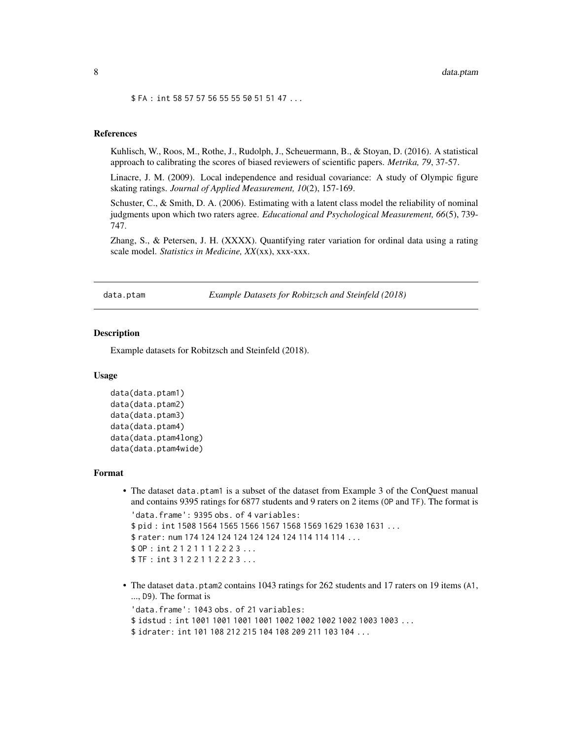```
$ FA : int 58 57 57 56 55 55 50 51 51 47 ...
```

### References

Kuhlisch, W., Roos, M., Rothe, J., Rudolph, J., Scheuermann, B., & Stoyan, D. (2016). A statistical approach to calibrating the scores of biased reviewers of scientific papers. *Metrika, 79*, 37-57.

Linacre, J. M. (2009). Local independence and residual covariance: A study of Olympic figure skating ratings. *Journal of Applied Measurement, 10*(2), 157-169.

Schuster, C., & Smith, D. A. (2006). Estimating with a latent class model the reliability of nominal judgments upon which two raters agree. *Educational and Psychological Measurement, 66*(5), 739-747.

Zhang, S., & Petersen, J. H. (XXXX). Quantifying rater variation for ordinal data using a rating scale model. *Statistics in Medicine, XX*(xx), xxx-xxx.

---

## data.ptam — *Example Datasets for Robitzsch and Steinfeld (2018)*

### Description

Example datasets for Robitzsch and Steinfeld (2018).

### Usage

```
data(data.ptam1)
data(data.ptam2)
data(data.ptam3)
data(data.ptam4)
data(data.ptam4long)
data(data.ptam4wide)
```

### Format

- The dataset `data.ptam1` is a subset of the dataset from Example 3 of the ConQuest manual and contains 9395 ratings for 6877 students and 9 raters on 2 items (`OP` and `TF`). The format is

  ```
  'data.frame': 9395 obs. of 4 variables:
  $ pid : int 1508 1564 1565 1566 1567 1568 1569 1629 1630 1631 ...
  $ rater: num 174 124 124 124 124 124 124 114 114 114 ...
  $ OP : int 2 1 2 1 1 1 2 2 2 3 ...
  $ TF : int 3 1 2 2 1 1 2 2 2 3 ...
  ```

- The dataset `data.ptam2` contains 1043 ratings for 262 students and 17 raters on 19 items (`A1`, ..., `D9`). The format is

  ```
  'data.frame': 1043 obs. of 21 variables:
  $ idstud : int 1001 1001 1001 1001 1002 1002 1002 1002 1003 1003 ...
  $ idrater: int 101 108 212 215 104 108 209 211 103 104 ...
  ```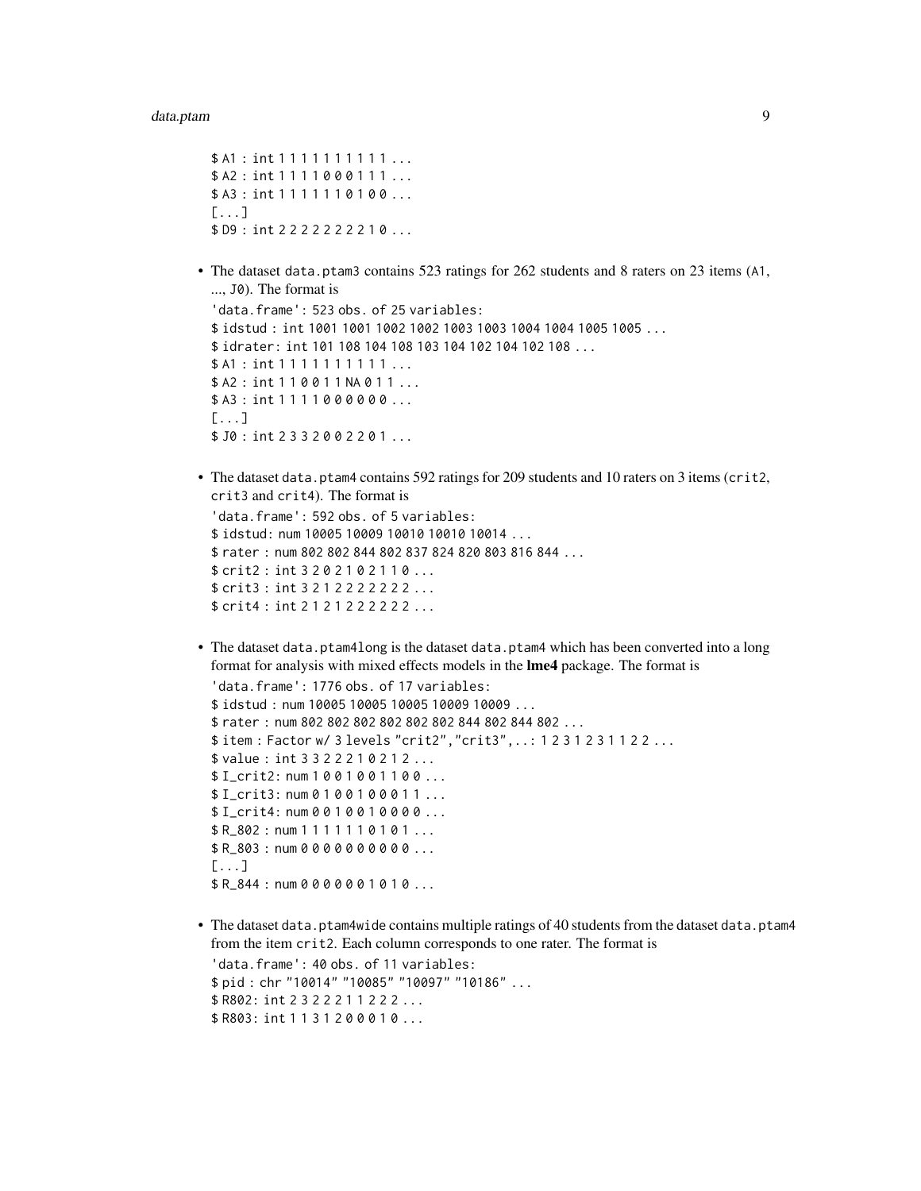```
$ A1 : int 1 1 1 1 1 1 1 1 1 1 ...
$ A2 : int 1 1 1 1 0 0 0 1 1 1 ...
$ A3 : int 1 1 1 1 1 1 0 1 0 0 ...
[...]
$ D9 : int 2 2 2 2 2 2 2 2 1 0 ...
```

- The dataset `data.ptam3` contains 523 ratings for 262 students and 8 raters on 23 items (`A1`, ..., `J0`). The format is

```
'data.frame': 523 obs. of 25 variables:
$ idstud : int 1001 1001 1002 1002 1003 1003 1004 1004 1005 1005 ...
$ idrater: int 101 108 104 108 103 104 102 104 102 108 ...
$ A1 : int 1 1 1 1 1 1 1 1 1 1 ...
$ A2 : int 1 1 0 0 1 1 NA 0 1 1 ...
$ A3 : int 1 1 1 1 0 0 0 0 0 0 ...
[...]
$ J0 : int 2 3 3 2 0 0 2 2 0 1 ...
```

- The dataset `data.ptam4` contains 592 ratings for 209 students and 10 raters on 3 items (`crit2`, `crit3` and `crit4`). The format is

```
'data.frame': 592 obs. of 5 variables:
$ idstud: num 10005 10009 10010 10010 10014 ...
$ rater : num 802 802 844 802 837 824 820 803 816 844 ...
$ crit2 : int 3 2 0 2 1 0 2 1 1 0 ...
$ crit3 : int 3 2 1 2 2 2 2 2 2 2 ...
$ crit4 : int 2 1 2 1 2 2 2 2 2 2 ...
```

- The dataset `data.ptam4long` is the dataset `data.ptam4` which has been converted into a long format for analysis with mixed effects models in the **lme4** package. The format is

```
'data.frame': 1776 obs. of 17 variables:
$ idstud : num 10005 10005 10005 10009 10009 ...
$ rater : num 802 802 802 802 802 802 844 802 844 802 ...
$ item : Factor w/ 3 levels "crit2","crit3",..: 1 2 3 1 2 3 1 1 2 2 ...
$ value : int 3 3 2 2 2 1 0 2 1 2 ...
$ I_crit2: num 1 0 0 1 0 0 1 1 0 0 ...
$ I_crit3: num 0 1 0 0 1 0 0 0 1 1 ...
$ I_crit4: num 0 0 1 0 0 1 0 0 0 0 ...
$ R_802 : num 1 1 1 1 1 1 0 1 0 1 ...
$ R_803 : num 0 0 0 0 0 0 0 0 0 0 ...
[...]
$ R_844 : num 0 0 0 0 0 0 1 0 1 0 ...
```

- The dataset `data.ptam4wide` contains multiple ratings of 40 students from the dataset `data.ptam4` from the item `crit2`. Each column corresponds to one rater. The format is

```
'data.frame': 40 obs. of 11 variables:
$ pid : chr "10014" "10085" "10097" "10186" ...
$ R802: int 2 3 2 2 2 1 1 2 2 2 ...
$ R803: int 1 1 3 1 2 0 0 0 1 0 ...
```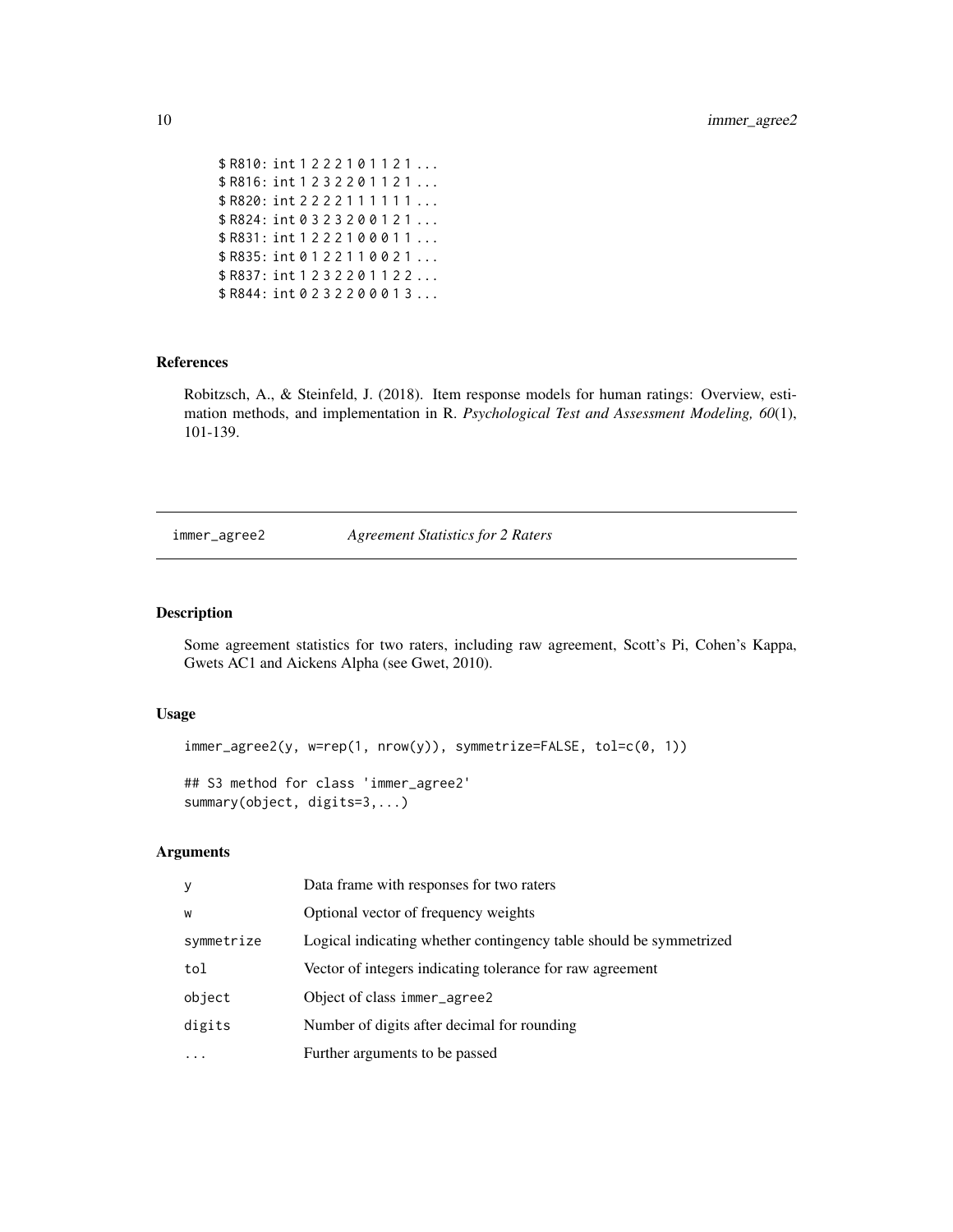```
 $ R810: int 1 2 2 2 1 0 1 1 2 1 ...
 $ R816: int 1 2 3 2 2 0 1 1 2 1 ...
 $ R820: int 2 2 2 2 1 1 1 1 1 1 ...
 $ R824: int 0 3 2 3 2 0 0 1 2 1 ...
 $ R831: int 1 2 2 2 1 0 0 0 1 1 ...
 $ R835: int 0 1 2 2 1 1 0 0 2 1 ...
 $ R837: int 1 2 3 2 2 0 1 1 2 2 ...
 $ R844: int 0 2 3 2 2 0 0 0 1 3 ...
```

### References

Robitzsch, A., & Steinfeld, J. (2018). Item response models for human ratings: Overview, estimation methods, and implementation in R. *Psychological Test and Assessment Modeling, 60*(1), 101-139.

---

## immer_agree2 *Agreement Statistics for 2 Raters*

---

### Description

Some agreement statistics for two raters, including raw agreement, Scott's Pi, Cohen's Kappa, Gwets AC1 and Aickens Alpha (see Gwet, 2010).

### Usage

```
immer_agree2(y, w=rep(1, nrow(y)), symmetrize=FALSE, tol=c(0, 1))

## S3 method for class 'immer_agree2'
summary(object, digits=3,...)
```

### Arguments

| | |
|---|---|
| y | Data frame with responses for two raters |
| w | Optional vector of frequency weights |
| symmetrize | Logical indicating whether contingency table should be symmetrized |
| tol | Vector of integers indicating tolerance for raw agreement |
| object | Object of class immer_agree2 |
| digits | Number of digits after decimal for rounding |
| ... | Further arguments to be passed |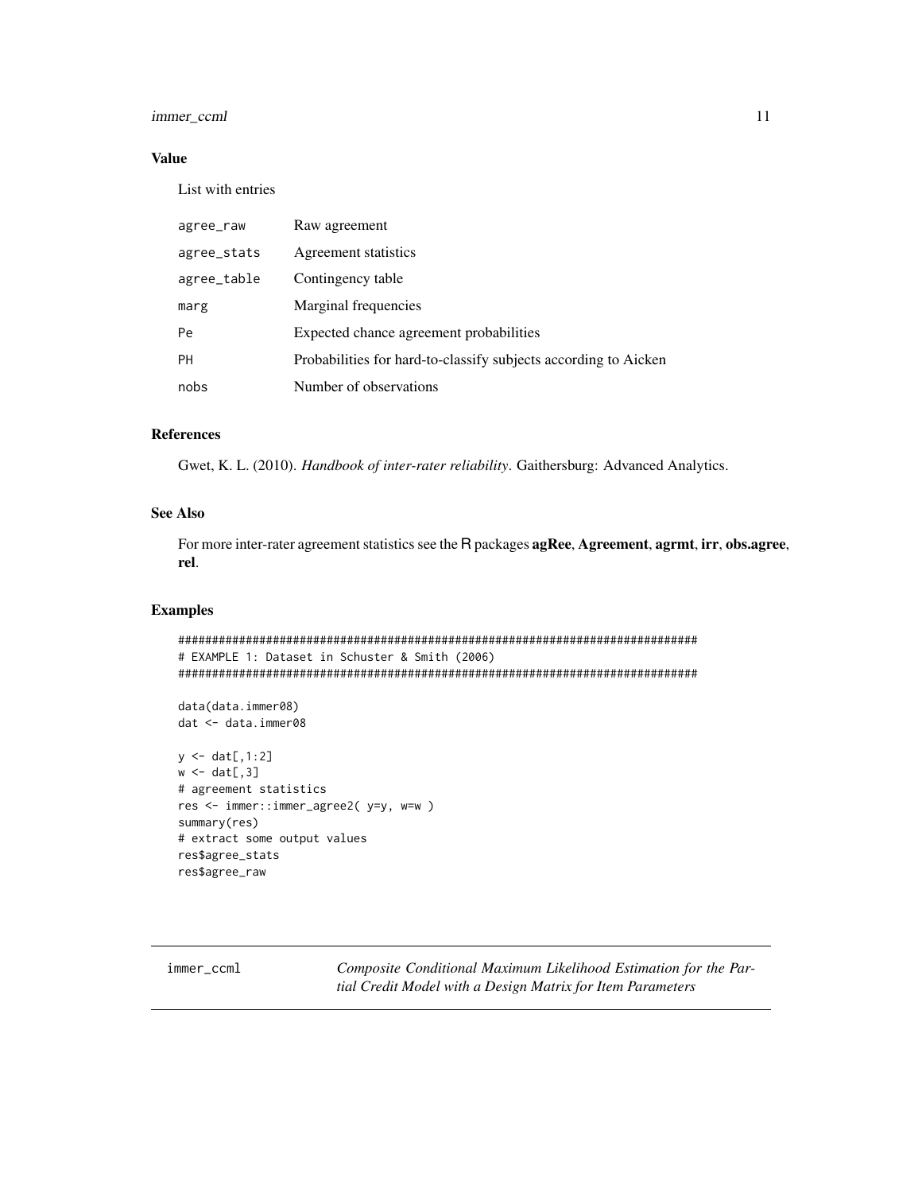## Value

List with entries

| | |
|---|---|
| agree_raw | Raw agreement |
| agree_stats | Agreement statistics |
| agree_table | Contingency table |
| marg | Marginal frequencies |
| Pe | Expected chance agreement probabilities |
| PH | Probabilities for hard-to-classify subjects according to Aicken |
| nobs | Number of observations |

## References

Gwet, K. L. (2010). *Handbook of inter-rater reliability*. Gaithersburg: Advanced Analytics.

## See Also

For more inter-rater agreement statistics see the R packages **agRee**, **Agreement**, **agrmt**, **irr**, **obs.agree**, **rel**.

## Examples

```
#############################################################################
# EXAMPLE 1: Dataset in Schuster & Smith (2006)
#############################################################################

data(data.immer08)
dat <- data.immer08

y <- dat[,1:2]
w <- dat[,3]
# agreement statistics
res <- immer::immer_agree2( y=y, w=w )
summary(res)
# extract some output values
res$agree_stats
res$agree_raw
```

---

`immer_ccml` *Composite Conditional Maximum Likelihood Estimation for the Partial Credit Model with a Design Matrix for Item Parameters*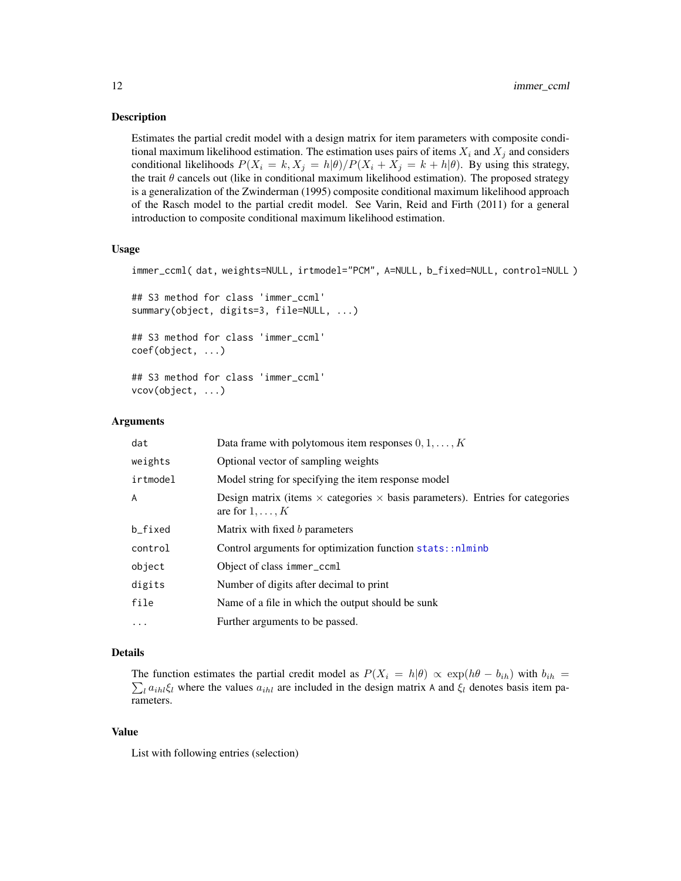## Description

Estimates the partial credit model with a design matrix for item parameters with composite conditional maximum likelihood estimation. The estimation uses pairs of items $X_i$ and $X_j$ and considers conditional likelihoods $P(X_i = k, X_j = h|\theta)/P(X_i + X_j = k + h|\theta)$. By using this strategy, the trait $\theta$ cancels out (like in conditional maximum likelihood estimation). The proposed strategy is a generalization of the Zwinderman (1995) composite conditional maximum likelihood approach of the Rasch model to the partial credit model. See Varin, Reid and Firth (2011) for a general introduction to composite conditional maximum likelihood estimation.

## Usage

```
immer_ccml( dat, weights=NULL, irtmodel="PCM", A=NULL, b_fixed=NULL, control=NULL )

## S3 method for class 'immer_ccml'
summary(object, digits=3, file=NULL, ...)

## S3 method for class 'immer_ccml'
coef(object, ...)

## S3 method for class 'immer_ccml'
vcov(object, ...)
```

## Arguments

| | |
|---|---|
| `dat` | Data frame with polytomous item responses $0, 1, \ldots, K$ |
| `weights` | Optional vector of sampling weights |
| `irtmodel` | Model string for specifying the item response model |
| `A` | Design matrix (items $\times$ categories $\times$ basis parameters). Entries for categories are for $1, \ldots, K$ |
| `b_fixed` | Matrix with fixed $b$ parameters |
| `control` | Control arguments for optimization function `stats::nlminb` |
| `object` | Object of class `immer_ccml` |
| `digits` | Number of digits after decimal to print |
| `file` | Name of a file in which the output should be sunk |
| `...` | Further arguments to be passed. |

## Details

The function estimates the partial credit model as $P(X_i = h|\theta) \propto \exp(h\theta - b_{ih})$ with $b_{ih} = \sum_l a_{ihl}\xi_l$ where the values $a_{ihl}$ are included in the design matrix `A` and $\xi_l$ denotes basis item parameters.

## Value

List with following entries (selection)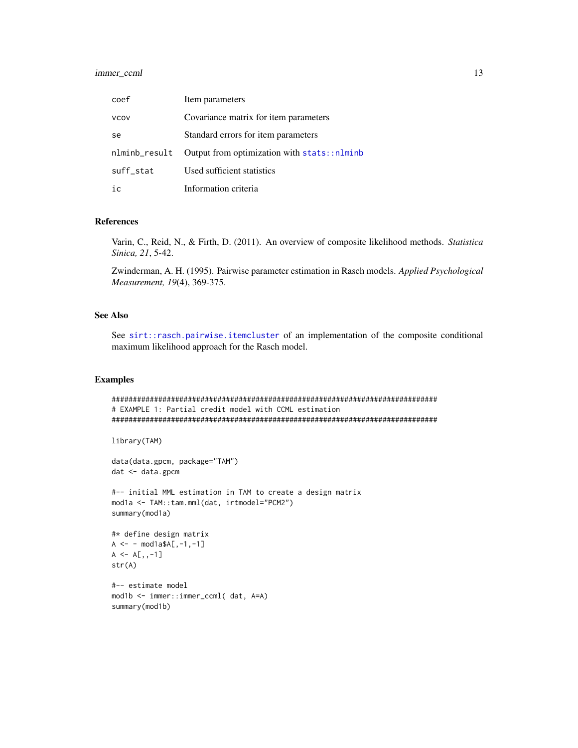| | |
|---|---|
| coef | Item parameters |
| vcov | Covariance matrix for item parameters |
| se | Standard errors for item parameters |
| nlminb_result | Output from optimization with stats::nlminb |
| suff_stat | Used sufficient statistics |
| ic | Information criteria |

## References

Varin, C., Reid, N., & Firth, D. (2011). An overview of composite likelihood methods. *Statistica Sinica, 21*, 5-42.

Zwinderman, A. H. (1995). Pairwise parameter estimation in Rasch models. *Applied Psychological Measurement, 19*(4), 369-375.

## See Also

See sirt::rasch.pairwise.itemcluster of an implementation of the composite conditional maximum likelihood approach for the Rasch model.

## Examples

```
#############################################################################
# EXAMPLE 1: Partial credit model with CCML estimation
#############################################################################

library(TAM)

data(data.gpcm, package="TAM")
dat <- data.gpcm

#-- initial MML estimation in TAM to create a design matrix
mod1a <- TAM::tam.mml(dat, irtmodel="PCM2")
summary(mod1a)

#* define design matrix
A <- - mod1a$A[,-1,-1]
A <- A[,,-1]
str(A)

#-- estimate model
mod1b <- immer::immer_ccml( dat, A=A)
summary(mod1b)
```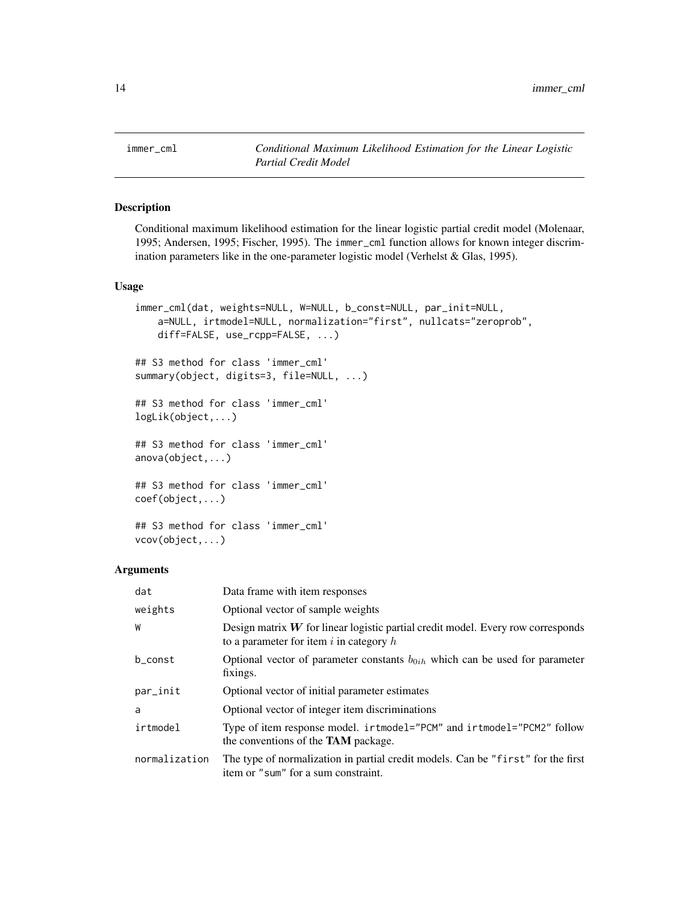immer_cml — *Conditional Maximum Likelihood Estimation for the Linear Logistic Partial Credit Model*

## Description

Conditional maximum likelihood estimation for the linear logistic partial credit model (Molenaar, 1995; Andersen, 1995; Fischer, 1995). The immer_cml function allows for known integer discrimination parameters like in the one-parameter logistic model (Verhelst & Glas, 1995).

## Usage

```
immer_cml(dat, weights=NULL, W=NULL, b_const=NULL, par_init=NULL,
    a=NULL, irtmodel=NULL, normalization="first", nullcats="zeroprob",
    diff=FALSE, use_rcpp=FALSE, ...)

## S3 method for class 'immer_cml'
summary(object, digits=3, file=NULL, ...)

## S3 method for class 'immer_cml'
logLik(object,...)

## S3 method for class 'immer_cml'
anova(object,...)

## S3 method for class 'immer_cml'
coef(object,...)

## S3 method for class 'immer_cml'
vcov(object,...)
```

## Arguments

| | |
|---|---|
| dat | Data frame with item responses |
| weights | Optional vector of sample weights |
| W | Design matrix $\boldsymbol{W}$ for linear logistic partial credit model. Every row corresponds to a parameter for item $i$ in category $h$ |
| b_const | Optional vector of parameter constants $b_{0ih}$ which can be used for parameter fixings. |
| par_init | Optional vector of initial parameter estimates |
| a | Optional vector of integer item discriminations |
| irtmodel | Type of item response model. irtmodel="PCM" and irtmodel="PCM2" follow the conventions of the **TAM** package. |
| normalization | The type of normalization in partial credit models. Can be "first" for the first item or "sum" for a sum constraint. |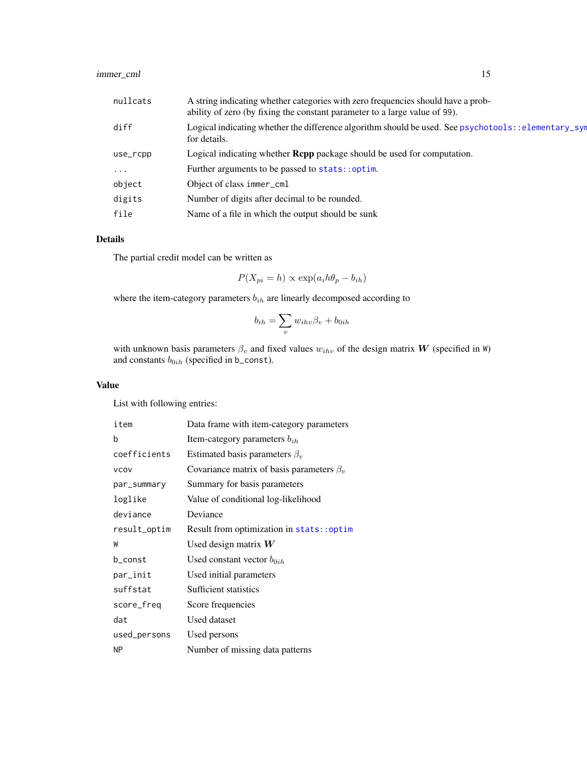| | |
|---|---|
| nullcats | A string indicating whether categories with zero frequencies should have a probability of zero (by fixing the constant parameter to a large value of 99). |
| diff | Logical indicating whether the difference algorithm should be used. See psychotools::elementary_sym for details. |
| use_rcpp | Logical indicating whether **Rcpp** package should be used for computation. |
| ... | Further arguments to be passed to stats::optim. |
| object | Object of class immer_cml |
| digits | Number of digits after decimal to be rounded. |
| file | Name of a file in which the output should be sunk |

## Details

The partial credit model can be written as

$$P(X_{pi} = h) \propto \exp(a_i h \theta_p - b_{ih})$$

where the item-category parameters $b_{ih}$ are linearly decomposed according to

$$b_{ih} = \sum_v w_{ihv} \beta_v + b_{0ih}$$

with unknown basis parameters $\beta_v$ and fixed values $w_{ihv}$ of the design matrix $\boldsymbol{W}$ (specified in W) and constants $b_{0ih}$ (specified in b_const).

## Value

List with following entries:

| | |
|---|---|
| item | Data frame with item-category parameters |
| b | Item-category parameters $b_{ih}$ |
| coefficients | Estimated basis parameters $\beta_v$ |
| vcov | Covariance matrix of basis parameters $\beta_v$ |
| par_summary | Summary for basis parameters |
| loglike | Value of conditional log-likelihood |
| deviance | Deviance |
| result_optim | Result from optimization in stats::optim |
| W | Used design matrix $\boldsymbol{W}$ |
| b_const | Used constant vector $b_{0ih}$ |
| par_init | Used initial parameters |
| suffstat | Sufficient statistics |
| score_freq | Score frequencies |
| dat | Used dataset |
| used_persons | Used persons |
| NP | Number of missing data patterns |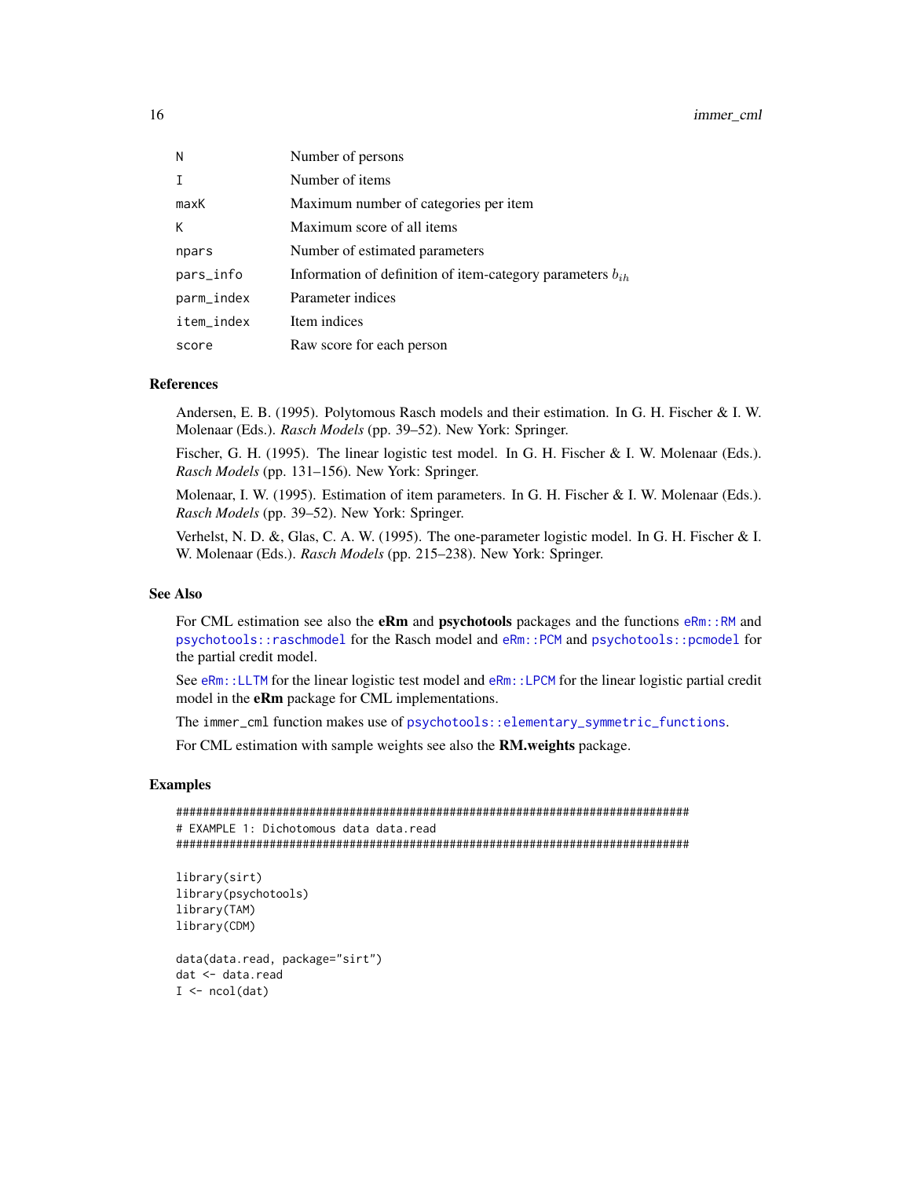| | |
|---|---|
| N | Number of persons |
| I | Number of items |
| maxK | Maximum number of categories per item |
| K | Maximum score of all items |
| npars | Number of estimated parameters |
| pars_info | Information of definition of item-category parameters $b_{ih}$ |
| parm_index | Parameter indices |
| item_index | Item indices |
| score | Raw score for each person |

## References

Andersen, E. B. (1995). Polytomous Rasch models and their estimation. In G. H. Fischer & I. W. Molenaar (Eds.). *Rasch Models* (pp. 39–52). New York: Springer.

Fischer, G. H. (1995). The linear logistic test model. In G. H. Fischer & I. W. Molenaar (Eds.). *Rasch Models* (pp. 131–156). New York: Springer.

Molenaar, I. W. (1995). Estimation of item parameters. In G. H. Fischer & I. W. Molenaar (Eds.). *Rasch Models* (pp. 39–52). New York: Springer.

Verhelst, N. D. &, Glas, C. A. W. (1995). The one-parameter logistic model. In G. H. Fischer & I. W. Molenaar (Eds.). *Rasch Models* (pp. 215–238). New York: Springer.

## See Also

For CML estimation see also the **eRm** and **psychotools** packages and the functions `eRm::RM` and `psychotools::raschmodel` for the Rasch model and `eRm::PCM` and `psychotools::pcmodel` for the partial credit model.

See `eRm::LLTM` for the linear logistic test model and `eRm::LPCM` for the linear logistic partial credit model in the **eRm** package for CML implementations.

The `immer_cml` function makes use of `psychotools::elementary_symmetric_functions`.

For CML estimation with sample weights see also the **RM.weights** package.

## Examples

```
#############################################################################
# EXAMPLE 1: Dichotomous data data.read
#############################################################################

library(sirt)
library(psychotools)
library(TAM)
library(CDM)

data(data.read, package="sirt")
dat <- data.read
I <- ncol(dat)
```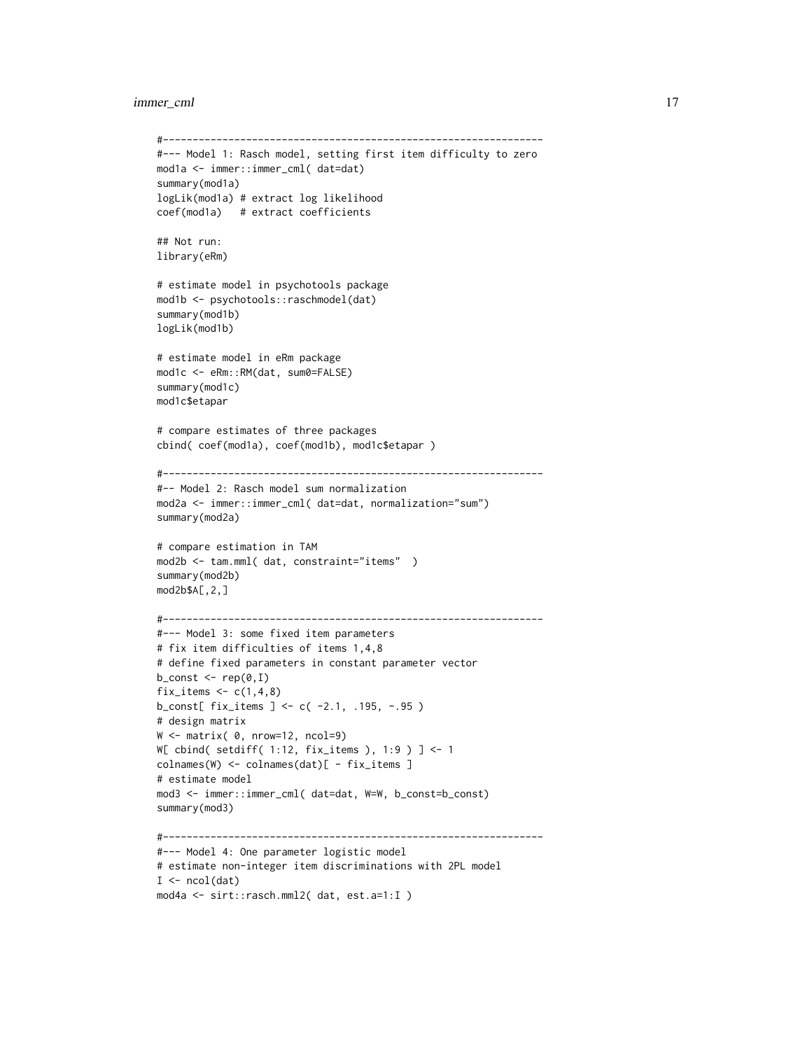```
#----------------------------------------------------------------
#--- Model 1: Rasch model, setting first item difficulty to zero
mod1a <- immer::immer_cml( dat=dat)
summary(mod1a)
logLik(mod1a) # extract log likelihood
coef(mod1a)   # extract coefficients

## Not run:
library(eRm)

# estimate model in psychotools package
mod1b <- psychotools::raschmodel(dat)
summary(mod1b)
logLik(mod1b)

# estimate model in eRm package
mod1c <- eRm::RM(dat, sum0=FALSE)
summary(mod1c)
mod1c$etapar

# compare estimates of three packages
cbind( coef(mod1a), coef(mod1b), mod1c$etapar )

#----------------------------------------------------------------
#-- Model 2: Rasch model sum normalization
mod2a <- immer::immer_cml( dat=dat, normalization="sum")
summary(mod2a)

# compare estimation in TAM
mod2b <- tam.mml( dat, constraint="items"  )
summary(mod2b)
mod2b$A[,2,]

#----------------------------------------------------------------
#--- Model 3: some fixed item parameters
# fix item difficulties of items 1,4,8
# define fixed parameters in constant parameter vector
b_const <- rep(0,I)
fix_items <- c(1,4,8)
b_const[ fix_items ] <- c( -2.1, .195, -.95 )
# design matrix
W <- matrix( 0, nrow=12, ncol=9)
W[ cbind( setdiff( 1:12, fix_items ), 1:9 ) ] <- 1
colnames(W) <- colnames(dat)[ - fix_items ]
# estimate model
mod3 <- immer::immer_cml( dat=dat, W=W, b_const=b_const)
summary(mod3)

#----------------------------------------------------------------
#--- Model 4: One parameter logistic model
# estimate non-integer item discriminations with 2PL model
I <- ncol(dat)
mod4a <- sirt::rasch.mml2( dat, est.a=1:I )
```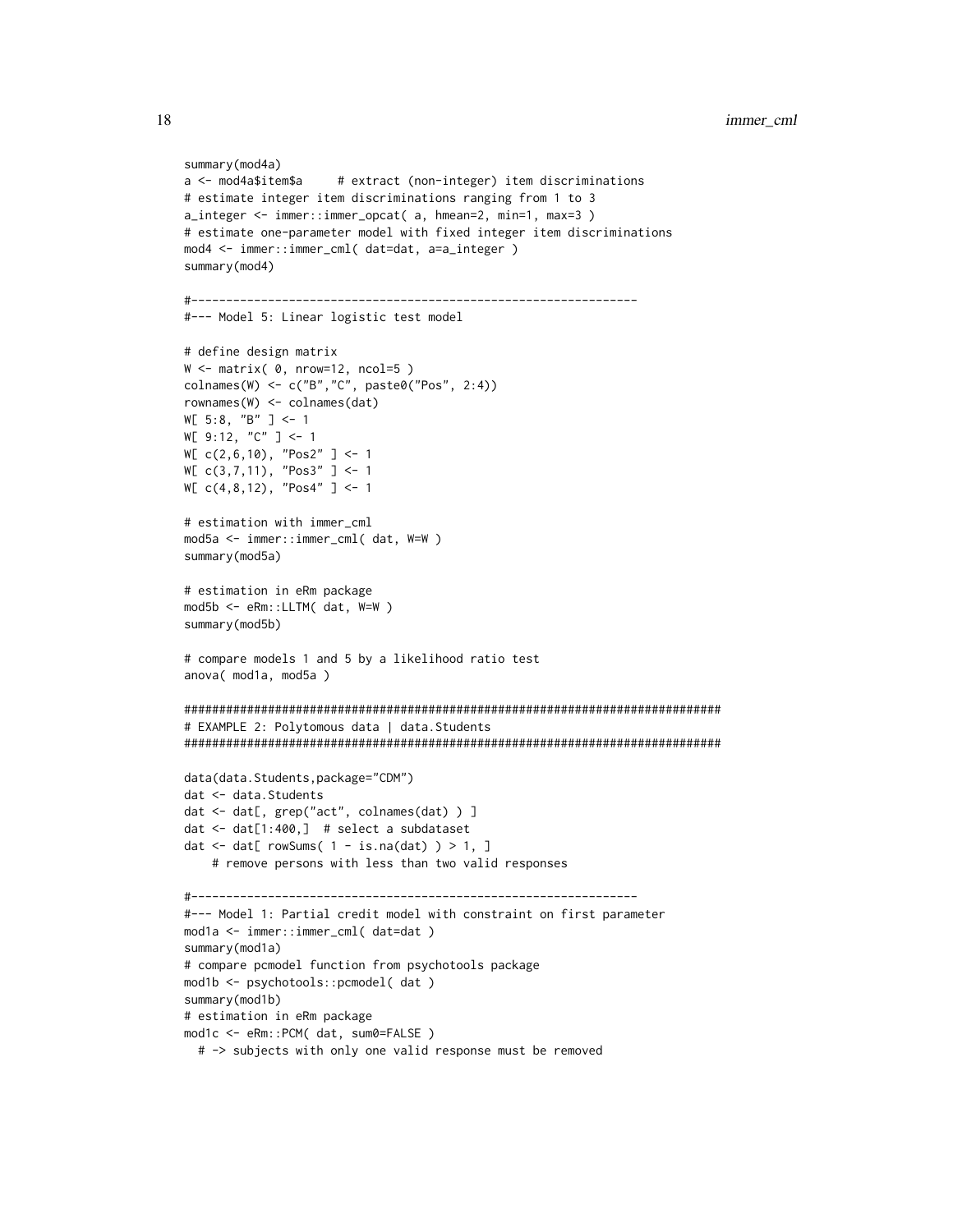```
summary(mod4a)
a <- mod4a$item$a     # extract (non-integer) item discriminations
# estimate integer item discriminations ranging from 1 to 3
a_integer <- immer::immer_opcat( a, hmean=2, min=1, max=3 )
# estimate one-parameter model with fixed integer item discriminations
mod4 <- immer::immer_cml( dat=dat, a=a_integer )
summary(mod4)

#----------------------------------------------------------------
#--- Model 5: Linear logistic test model

# define design matrix
W <- matrix( 0, nrow=12, ncol=5 )
colnames(W) <- c("B","C", paste0("Pos", 2:4))
rownames(W) <- colnames(dat)
W[ 5:8, "B" ] <- 1
W[ 9:12, "C" ] <- 1
W[ c(2,6,10), "Pos2" ] <- 1
W[ c(3,7,11), "Pos3" ] <- 1
W[ c(4,8,12), "Pos4" ] <- 1

# estimation with immer_cml
mod5a <- immer::immer_cml( dat, W=W )
summary(mod5a)

# estimation in eRm package
mod5b <- eRm::LLTM( dat, W=W )
summary(mod5b)

# compare models 1 and 5 by a likelihood ratio test
anova( mod1a, mod5a )

#############################################################################
# EXAMPLE 2: Polytomous data | data.Students
#############################################################################

data(data.Students,package="CDM")
dat <- data.Students
dat <- dat[, grep("act", colnames(dat) ) ]
dat <- dat[1:400,]  # select a subdataset
dat <- dat[ rowSums( 1 - is.na(dat) ) > 1, ]
    # remove persons with less than two valid responses

#----------------------------------------------------------------
#--- Model 1: Partial credit model with constraint on first parameter
mod1a <- immer::immer_cml( dat=dat )
summary(mod1a)
# compare pcmodel function from psychotools package
mod1b <- psychotools::pcmodel( dat )
summary(mod1b)
# estimation in eRm package
mod1c <- eRm::PCM( dat, sum0=FALSE )
  # -> subjects with only one valid response must be removed
```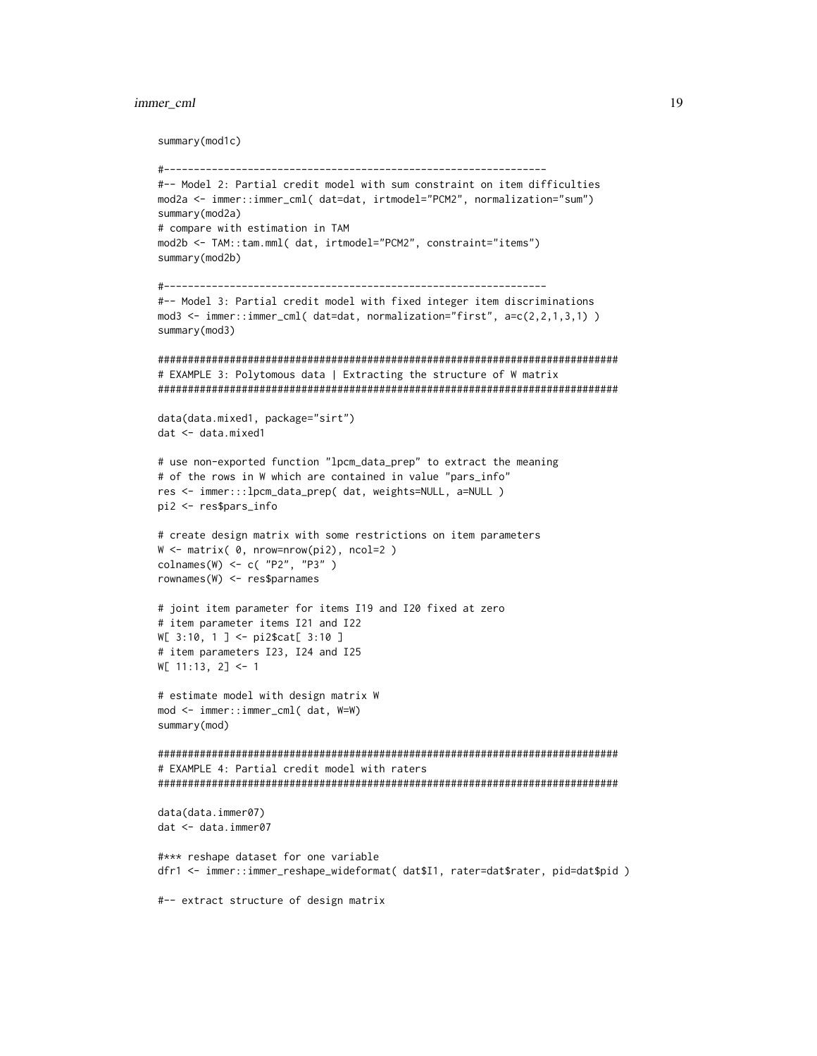```
summary(mod1c)

#----------------------------------------------------------------
#-- Model 2: Partial credit model with sum constraint on item difficulties
mod2a <- immer::immer_cml( dat=dat, irtmodel="PCM2", normalization="sum")
summary(mod2a)
# compare with estimation in TAM
mod2b <- TAM::tam.mml( dat, irtmodel="PCM2", constraint="items")
summary(mod2b)

#----------------------------------------------------------------
#-- Model 3: Partial credit model with fixed integer item discriminations
mod3 <- immer::immer_cml( dat=dat, normalization="first", a=c(2,2,1,3,1) )
summary(mod3)

#############################################################################
# EXAMPLE 3: Polytomous data | Extracting the structure of W matrix
#############################################################################

data(data.mixed1, package="sirt")
dat <- data.mixed1

# use non-exported function "lpcm_data_prep" to extract the meaning
# of the rows in W which are contained in value "pars_info"
res <- immer:::lpcm_data_prep( dat, weights=NULL, a=NULL )
pi2 <- res$pars_info

# create design matrix with some restrictions on item parameters
W <- matrix( 0, nrow=nrow(pi2), ncol=2 )
colnames(W) <- c( "P2", "P3" )
rownames(W) <- res$parnames

# joint item parameter for items I19 and I20 fixed at zero
# item parameter items I21 and I22
W[ 3:10, 1 ] <- pi2$cat[ 3:10 ]
# item parameters I23, I24 and I25
W[ 11:13, 2] <- 1

# estimate model with design matrix W
mod <- immer::immer_cml( dat, W=W)
summary(mod)

#############################################################################
# EXAMPLE 4: Partial credit model with raters
#############################################################################

data(data.immer07)
dat <- data.immer07

#*** reshape dataset for one variable
dfr1 <- immer::immer_reshape_wideformat( dat$I1, rater=dat$rater, pid=dat$pid )

#-- extract structure of design matrix
```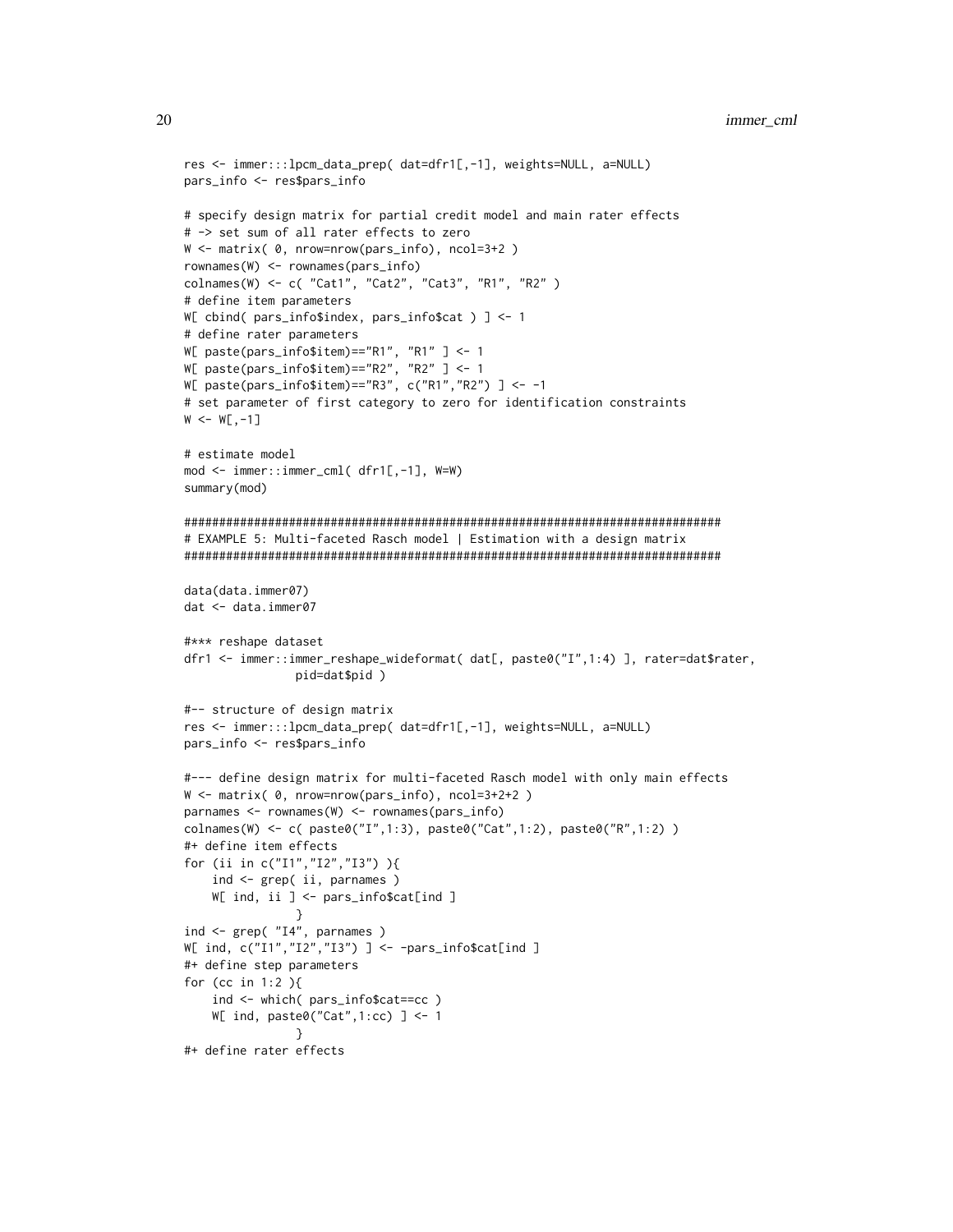```
res <- immer:::lpcm_data_prep( dat=dfr1[,-1], weights=NULL, a=NULL)
pars_info <- res$pars_info

# specify design matrix for partial credit model and main rater effects
# -> set sum of all rater effects to zero
W <- matrix( 0, nrow=nrow(pars_info), ncol=3+2 )
rownames(W) <- rownames(pars_info)
colnames(W) <- c( "Cat1", "Cat2", "Cat3", "R1", "R2" )
# define item parameters
W[ cbind( pars_info$index, pars_info$cat ) ] <- 1
# define rater parameters
W[ paste(pars_info$item)=="R1", "R1" ] <- 1
W[ paste(pars_info$item)=="R2", "R2" ] <- 1
W[ paste(pars_info$item)=="R3", c("R1","R2") ] <- -1
# set parameter of first category to zero for identification constraints
W <- W[,-1]

# estimate model
mod <- immer::immer_cml( dfr1[,-1], W=W)
summary(mod)

#############################################################################
# EXAMPLE 5: Multi-faceted Rasch model | Estimation with a design matrix
#############################################################################

data(data.immer07)
dat <- data.immer07

#*** reshape dataset
dfr1 <- immer::immer_reshape_wideformat( dat[, paste0("I",1:4) ], rater=dat$rater,
                pid=dat$pid )

#-- structure of design matrix
res <- immer:::lpcm_data_prep( dat=dfr1[,-1], weights=NULL, a=NULL)
pars_info <- res$pars_info

#--- define design matrix for multi-faceted Rasch model with only main effects
W <- matrix( 0, nrow=nrow(pars_info), ncol=3+2+2 )
parnames <- rownames(W) <- rownames(pars_info)
colnames(W) <- c( paste0("I",1:3), paste0("Cat",1:2), paste0("R",1:2) )
#+ define item effects
for (ii in c("I1","I2","I3") ){
    ind <- grep( ii, parnames )
    W[ ind, ii ] <- pars_info$cat[ind ]
            }
ind <- grep( "I4", parnames )
W[ ind, c("I1","I2","I3") ] <- -pars_info$cat[ind ]
#+ define step parameters
for (cc in 1:2 ){
    ind <- which( pars_info$cat==cc )
    W[ ind, paste0("Cat",1:cc) ] <- 1
            }
#+ define rater effects
```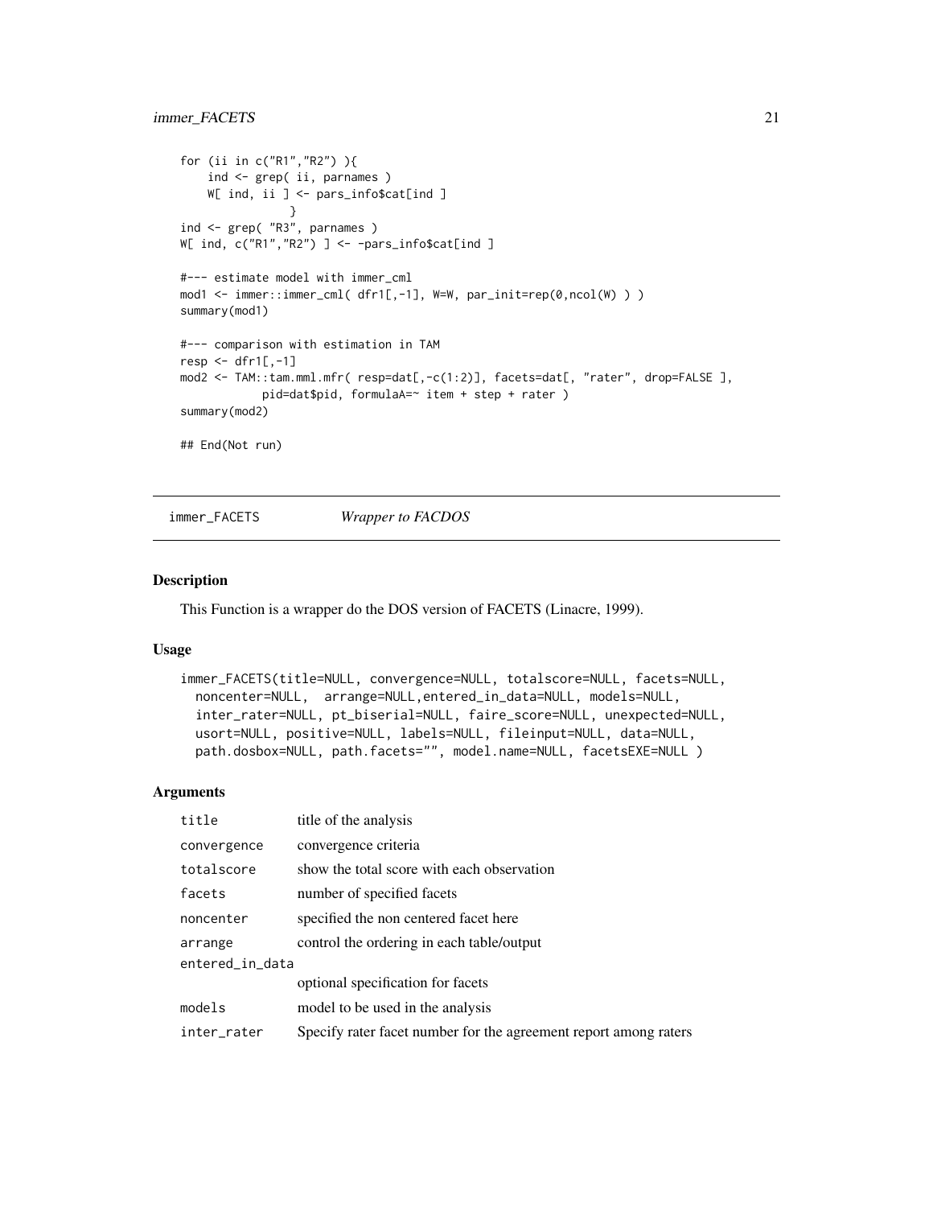```
for (ii in c("R1","R2") ){
    ind <- grep( ii, parnames )
    W[ ind, ii ] <- pars_info$cat[ind ]
               }
ind <- grep( "R3", parnames )
W[ ind, c("R1","R2") ] <- -pars_info$cat[ind ]

#--- estimate model with immer_cml
mod1 <- immer::immer_cml( dfr1[,-1], W=W, par_init=rep(0,ncol(W) ) )
summary(mod1)

#--- comparison with estimation in TAM
resp <- dfr1[,-1]
mod2 <- TAM::tam.mml.mfr( resp=dat[,-c(1:2)], facets=dat[, "rater", drop=FALSE ],
            pid=dat$pid, formulaA=~ item + step + rater )
summary(mod2)

## End(Not run)
```

---

## immer_FACETS    *Wrapper to FACDOS*

### Description

This Function is a wrapper do the DOS version of FACETS (Linacre, 1999).

### Usage

```
immer_FACETS(title=NULL, convergence=NULL, totalscore=NULL, facets=NULL,
  noncenter=NULL,  arrange=NULL,entered_in_data=NULL, models=NULL,
  inter_rater=NULL, pt_biserial=NULL, faire_score=NULL, unexpected=NULL,
  usort=NULL, positive=NULL, labels=NULL, fileinput=NULL, data=NULL,
  path.dosbox=NULL, path.facets="", model.name=NULL, facetsEXE=NULL )
```

### Arguments

| | |
|---|---|
| title | title of the analysis |
| convergence | convergence criteria |
| totalscore | show the total score with each observation |
| facets | number of specified facets |
| noncenter | specified the non centered facet here |
| arrange | control the ordering in each table/output |
| entered_in_data | optional specification for facets |
| models | model to be used in the analysis |
| inter_rater | Specify rater facet number for the agreement report among raters |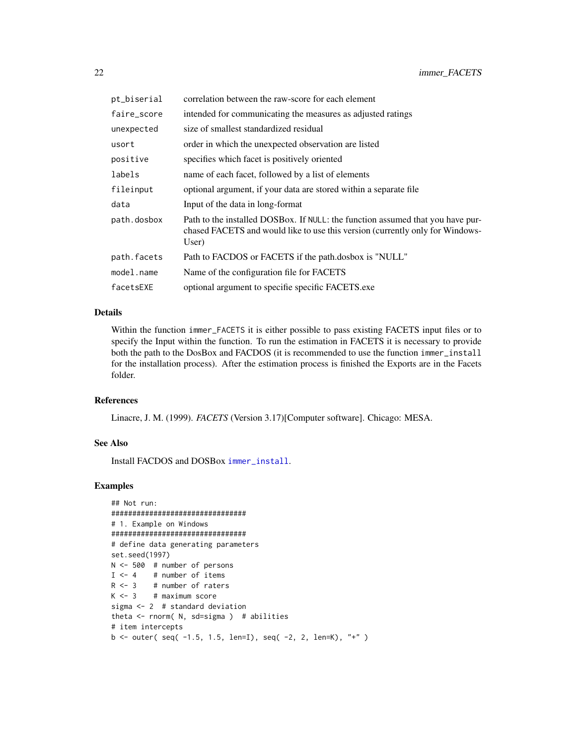| | |
|---|---|
| pt_biserial | correlation between the raw-score for each element |
| faire_score | intended for communicating the measures as adjusted ratings |
| unexpected | size of smallest standardized residual |
| usort | order in which the unexpected observation are listed |
| positive | specifies which facet is positively oriented |
| labels | name of each facet, followed by a list of elements |
| fileinput | optional argument, if your data are stored within a separate file |
| data | Input of the data in long-format |
| path.dosbox | Path to the installed DOSBox. If NULL: the function assumed that you have purchased FACETS and would like to use this version (currently only for Windows-User) |
| path.facets | Path to FACDOS or FACETS if the path.dosbox is "NULL" |
| model.name | Name of the configuration file for FACETS |
| facetsEXE | optional argument to specifie specific FACETS.exe |

## Details

Within the function immer_FACETS it is either possible to pass existing FACETS input files or to specify the Input within the function. To run the estimation in FACETS it is necessary to provide both the path to the DosBox and FACDOS (it is recommended to use the function immer_install for the installation process). After the estimation process is finished the Exports are in the Facets folder.

## References

Linacre, J. M. (1999). *FACETS* (Version 3.17)[Computer software]. Chicago: MESA.

## See Also

Install FACDOS and DOSBox immer_install.

## Examples

```
## Not run:
#################################
# 1. Example on Windows
#################################
# define data generating parameters
set.seed(1997)
N <- 500  # number of persons
I <- 4    # number of items
R <- 3    # number of raters
K <- 3    # maximum score
sigma <- 2  # standard deviation
theta <- rnorm( N, sd=sigma )  # abilities
# item intercepts
b <- outer( seq( -1.5, 1.5, len=I), seq( -2, 2, len=K), "+" )
```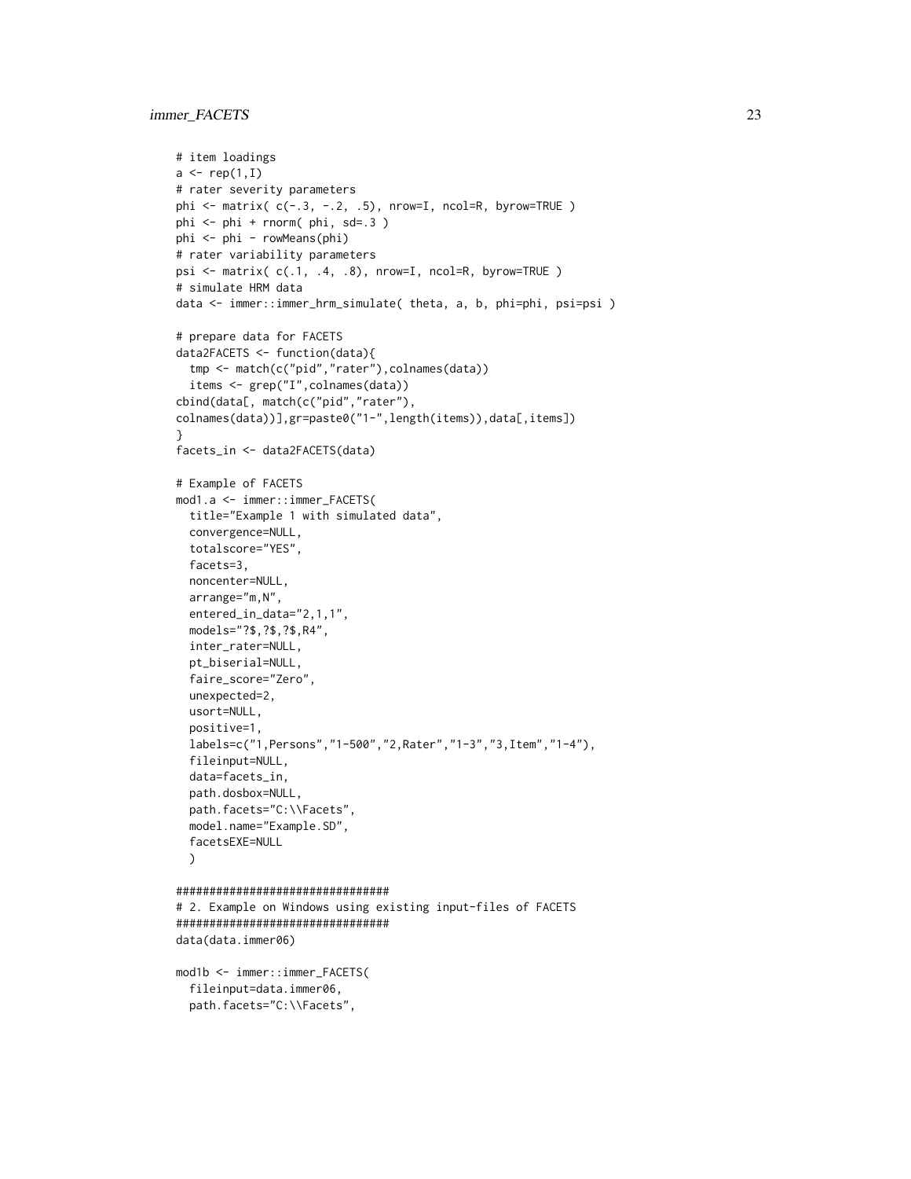```
# item loadings
a <- rep(1,I)
# rater severity parameters
phi <- matrix( c(-.3, -.2, .5), nrow=I, ncol=R, byrow=TRUE )
phi <- phi + rnorm( phi, sd=.3 )
phi <- phi - rowMeans(phi)
# rater variability parameters
psi <- matrix( c(.1, .4, .8), nrow=I, ncol=R, byrow=TRUE )
# simulate HRM data
data <- immer::immer_hrm_simulate( theta, a, b, phi=phi, psi=psi )

# prepare data for FACETS
data2FACETS <- function(data){
  tmp <- match(c("pid","rater"),colnames(data))
  items <- grep("I",colnames(data))
cbind(data[, match(c("pid","rater"),
colnames(data))],gr=paste0("1-",length(items)),data[,items])
}
facets_in <- data2FACETS(data)

# Example of FACETS
mod1.a <- immer::immer_FACETS(
  title="Example 1 with simulated data",
  convergence=NULL,
  totalscore="YES",
  facets=3,
  noncenter=NULL,
  arrange="m,N",
  entered_in_data="2,1,1",
  models="?$,?$,?$,R4",
  inter_rater=NULL,
  pt_biserial=NULL,
  faire_score="Zero",
  unexpected=2,
  usort=NULL,
  positive=1,
  labels=c("1,Persons","1-500","2,Rater","1-3","3,Item","1-4"),
  fileinput=NULL,
  data=facets_in,
  path.dosbox=NULL,
  path.facets="C:\\Facets",
  model.name="Example.SD",
  facetsEXE=NULL
  )

################################
# 2. Example on Windows using existing input-files of FACETS
################################
data(data.immer06)

mod1b <- immer::immer_FACETS(
  fileinput=data.immer06,
  path.facets="C:\\Facets",
```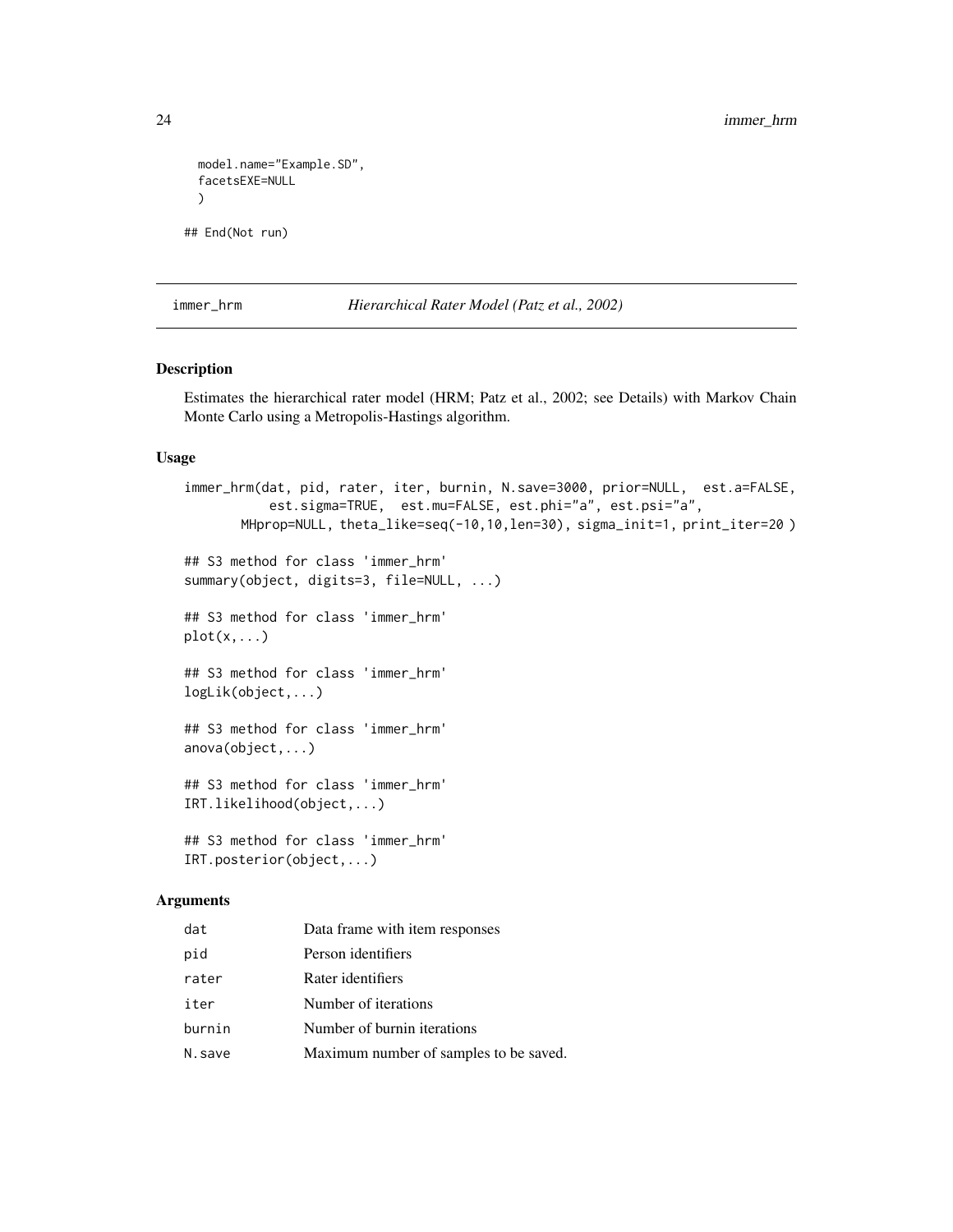```
  model.name="Example.SD",
  facetsEXE=NULL
  )

## End(Not run)
```

---

immer_hrm &nbsp;&nbsp;&nbsp;&nbsp;&nbsp;&nbsp; *Hierarchical Rater Model (Patz et al., 2002)*

---

## Description

Estimates the hierarchical rater model (HRM; Patz et al., 2002; see Details) with Markov Chain Monte Carlo using a Metropolis-Hastings algorithm.

## Usage

```
immer_hrm(dat, pid, rater, iter, burnin, N.save=3000, prior=NULL,  est.a=FALSE,
          est.sigma=TRUE,  est.mu=FALSE, est.phi="a", est.psi="a",
       MHprop=NULL, theta_like=seq(-10,10,len=30), sigma_init=1, print_iter=20 )

## S3 method for class 'immer_hrm'
summary(object, digits=3, file=NULL, ...)

## S3 method for class 'immer_hrm'
plot(x,...)

## S3 method for class 'immer_hrm'
logLik(object,...)

## S3 method for class 'immer_hrm'
anova(object,...)

## S3 method for class 'immer_hrm'
IRT.likelihood(object,...)

## S3 method for class 'immer_hrm'
IRT.posterior(object,...)
```

## Arguments

| | |
|---|---|
| `dat` | Data frame with item responses |
| `pid` | Person identifiers |
| `rater` | Rater identifiers |
| `iter` | Number of iterations |
| `burnin` | Number of burnin iterations |
| `N.save` | Maximum number of samples to be saved. |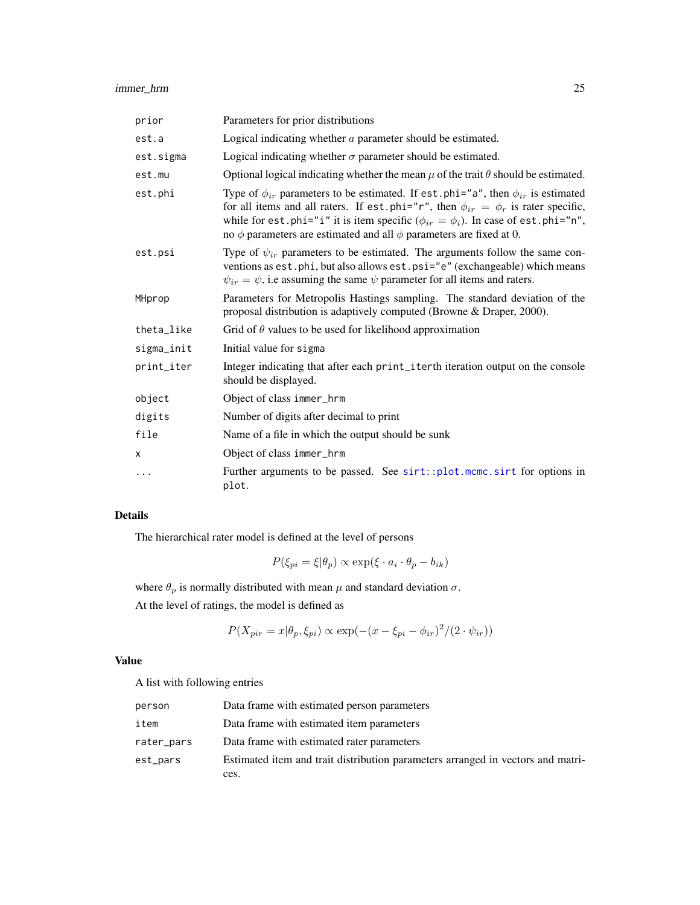| | |
|---|---|
| prior | Parameters for prior distributions |
| est.a | Logical indicating whether $a$ parameter should be estimated. |
| est.sigma | Logical indicating whether $\sigma$ parameter should be estimated. |
| est.mu | Optional logical indicating whether the mean $\mu$ of the trait $\theta$ should be estimated. |
| est.phi | Type of $\phi_{ir}$ parameters to be estimated. If `est.phi="a"`, then $\phi_{ir}$ is estimated for all items and all raters. If `est.phi="r"`, then $\phi_{ir} = \phi_r$ is rater specific, while for `est.phi="i"` it is item specific ($\phi_{ir} = \phi_i$). In case of `est.phi="n"`, no $\phi$ parameters are estimated and all $\phi$ parameters are fixed at 0. |
| est.psi | Type of $\psi_{ir}$ parameters to be estimated. The arguments follow the same conventions as `est.phi`, but also allows `est.psi="e"` (exchangeable) which means $\psi_{ir} = \psi$, i.e assuming the same $\psi$ parameter for all items and raters. |
| MHprop | Parameters for Metropolis Hastings sampling. The standard deviation of the proposal distribution is adaptively computed (Browne & Draper, 2000). |
| theta_like | Grid of $\theta$ values to be used for likelihood approximation |
| sigma_init | Initial value for `sigma` |
| print_iter | Integer indicating that after each `print_iter`th iteration output on the console should be displayed. |
| object | Object of class `immer_hrm` |
| digits | Number of digits after decimal to print |
| file | Name of a file in which the output should be sunk |
| x | Object of class `immer_hrm` |
| ... | Further arguments to be passed. See `sirt::plot.mcmc.sirt` for options in `plot`. |

## Details

The hierarchical rater model is defined at the level of persons

$$P(\xi_{pi} = \xi | \theta_p) \propto \exp(\xi \cdot a_i \cdot \theta_p - b_{ik})$$

where $\theta_p$ is normally distributed with mean $\mu$ and standard deviation $\sigma$.

At the level of ratings, the model is defined as

$$P(X_{pir} = x | \theta_p, \xi_{pi}) \propto \exp(-(x - \xi_{pi} - \phi_{ir})^2 / (2 \cdot \psi_{ir}))$$

## Value

A list with following entries

| | |
|---|---|
| person | Data frame with estimated person parameters |
| item | Data frame with estimated item parameters |
| rater_pars | Data frame with estimated rater parameters |
| est_pars | Estimated item and trait distribution parameters arranged in vectors and matrices. |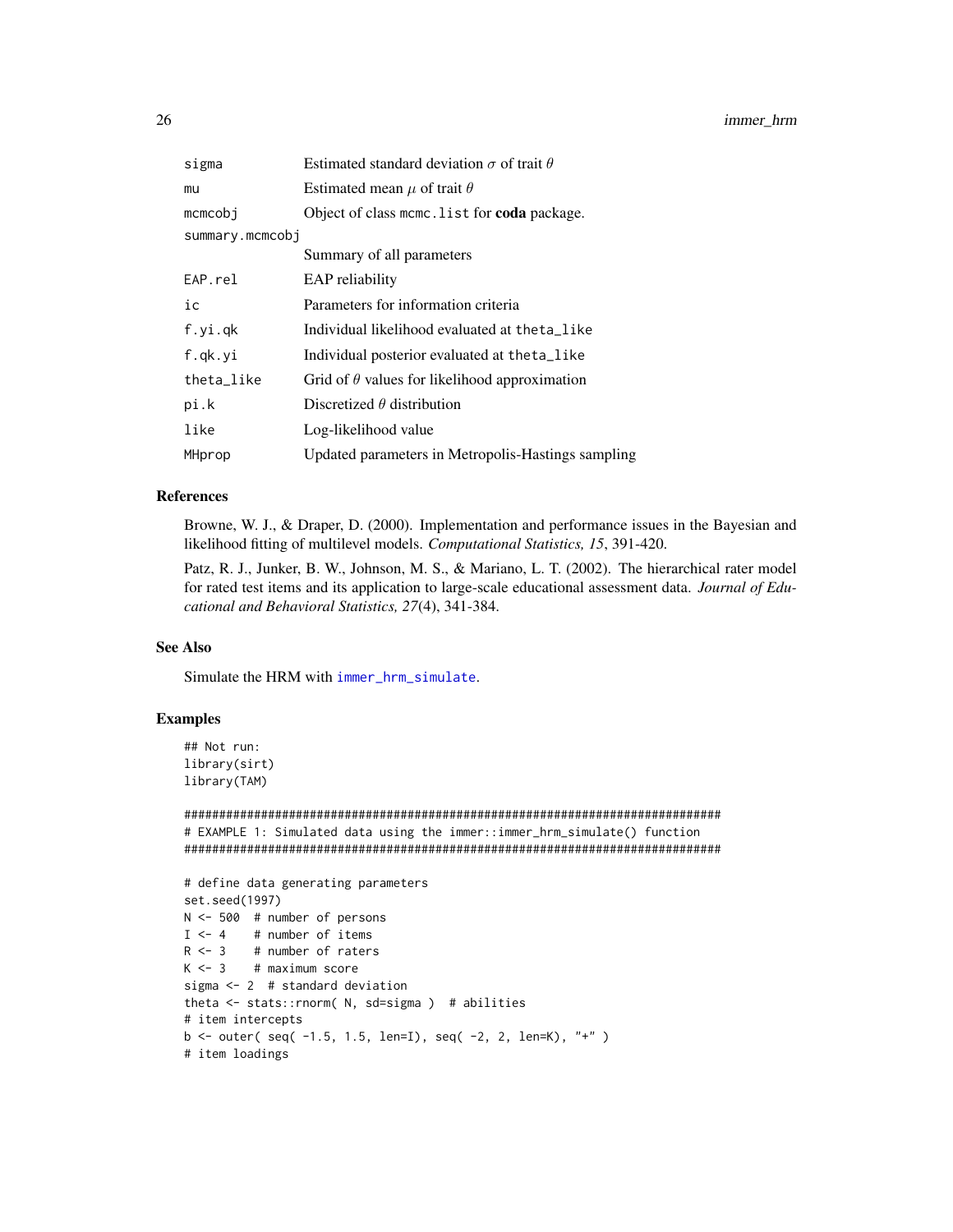| | |
|---|---|
| sigma | Estimated standard deviation $\sigma$ of trait $\theta$ |
| mu | Estimated mean $\mu$ of trait $\theta$ |
| mcmcobj | Object of class `mcmc.list` for **coda** package. |
| summary.mcmcobj | Summary of all parameters |
| EAP.rel | EAP reliability |
| ic | Parameters for information criteria |
| f.yi.qk | Individual likelihood evaluated at `theta_like` |
| f.qk.yi | Individual posterior evaluated at `theta_like` |
| theta_like | Grid of $\theta$ values for likelihood approximation |
| pi.k | Discretized $\theta$ distribution |
| like | Log-likelihood value |
| MHprop | Updated parameters in Metropolis-Hastings sampling |

## References

Browne, W. J., & Draper, D. (2000). Implementation and performance issues in the Bayesian and likelihood fitting of multilevel models. *Computational Statistics, 15*, 391-420.

Patz, R. J., Junker, B. W., Johnson, M. S., & Mariano, L. T. (2002). The hierarchical rater model for rated test items and its application to large-scale educational assessment data. *Journal of Educational and Behavioral Statistics, 27*(4), 341-384.

## See Also

Simulate the HRM with `immer_hrm_simulate`.

## Examples

```
## Not run:
library(sirt)
library(TAM)

#############################################################################
# EXAMPLE 1: Simulated data using the immer::immer_hrm_simulate() function
#############################################################################

# define data generating parameters
set.seed(1997)
N <- 500  # number of persons
I <- 4    # number of items
R <- 3    # number of raters
K <- 3    # maximum score
sigma <- 2  # standard deviation
theta <- stats::rnorm( N, sd=sigma )  # abilities
# item intercepts
b <- outer( seq( -1.5, 1.5, len=I), seq( -2, 2, len=K), "+" )
# item loadings
```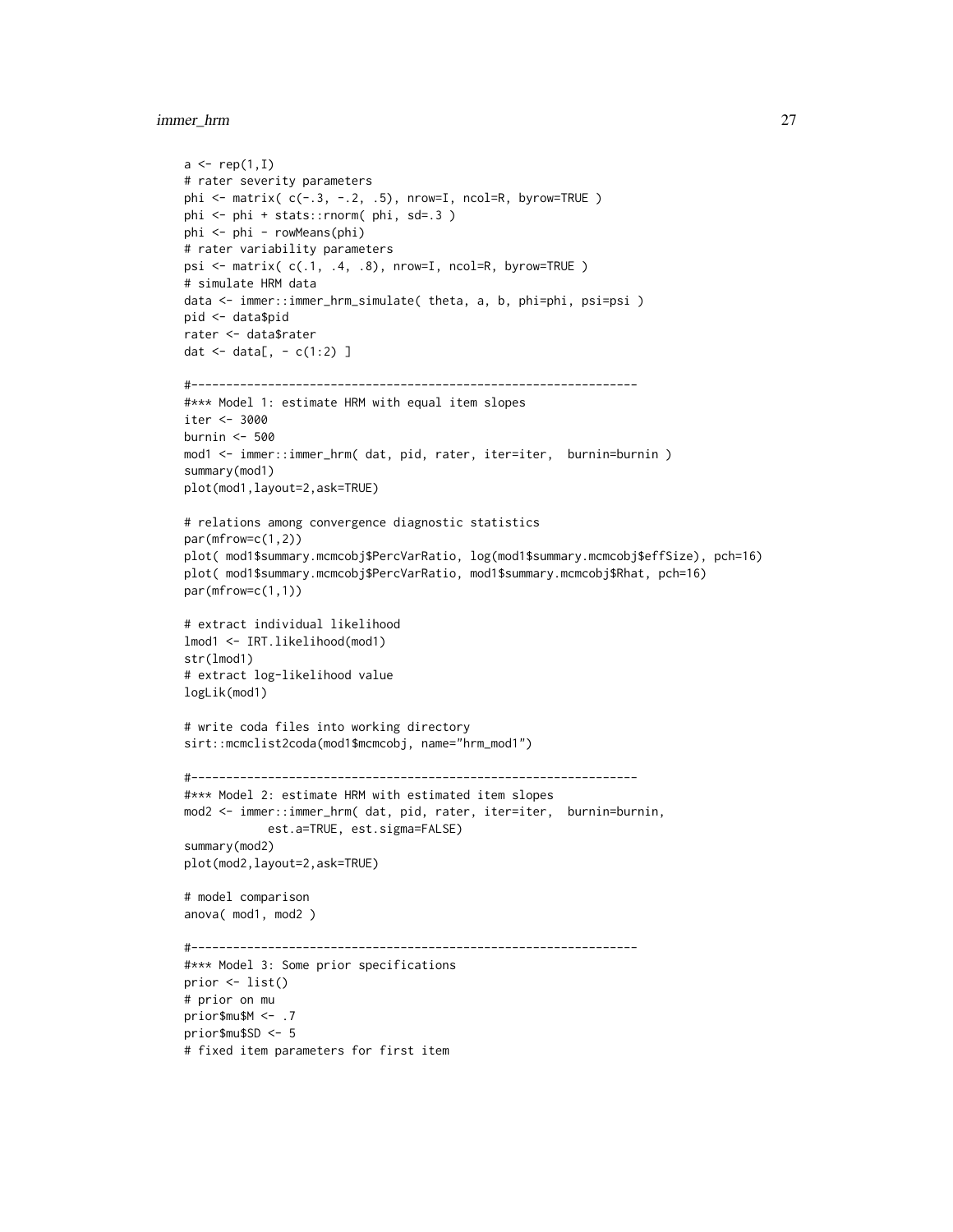```
a <- rep(1,I)
# rater severity parameters
phi <- matrix( c(-.3, -.2, .5), nrow=I, ncol=R, byrow=TRUE )
phi <- phi + stats::rnorm( phi, sd=.3 )
phi <- phi - rowMeans(phi)
# rater variability parameters
psi <- matrix( c(.1, .4, .8), nrow=I, ncol=R, byrow=TRUE )
# simulate HRM data
data <- immer::immer_hrm_simulate( theta, a, b, phi=phi, psi=psi )
pid <- data$pid
rater <- data$rater
dat <- data[, - c(1:2) ]

#----------------------------------------------------------------
#*** Model 1: estimate HRM with equal item slopes
iter <- 3000
burnin <- 500
mod1 <- immer::immer_hrm( dat, pid, rater, iter=iter,  burnin=burnin )
summary(mod1)
plot(mod1,layout=2,ask=TRUE)

# relations among convergence diagnostic statistics
par(mfrow=c(1,2))
plot( mod1$summary.mcmcobj$PercVarRatio, log(mod1$summary.mcmcobj$effSize), pch=16)
plot( mod1$summary.mcmcobj$PercVarRatio, mod1$summary.mcmcobj$Rhat, pch=16)
par(mfrow=c(1,1))

# extract individual likelihood
lmod1 <- IRT.likelihood(mod1)
str(lmod1)
# extract log-likelihood value
logLik(mod1)

# write coda files into working directory
sirt::mcmclist2coda(mod1$mcmcobj, name="hrm_mod1")

#----------------------------------------------------------------
#*** Model 2: estimate HRM with estimated item slopes
mod2 <- immer::immer_hrm( dat, pid, rater, iter=iter,  burnin=burnin,
            est.a=TRUE, est.sigma=FALSE)
summary(mod2)
plot(mod2,layout=2,ask=TRUE)

# model comparison
anova( mod1, mod2 )

#----------------------------------------------------------------
#*** Model 3: Some prior specifications
prior <- list()
# prior on mu
prior$mu$M <- .7
prior$mu$SD <- 5
# fixed item parameters for first item
```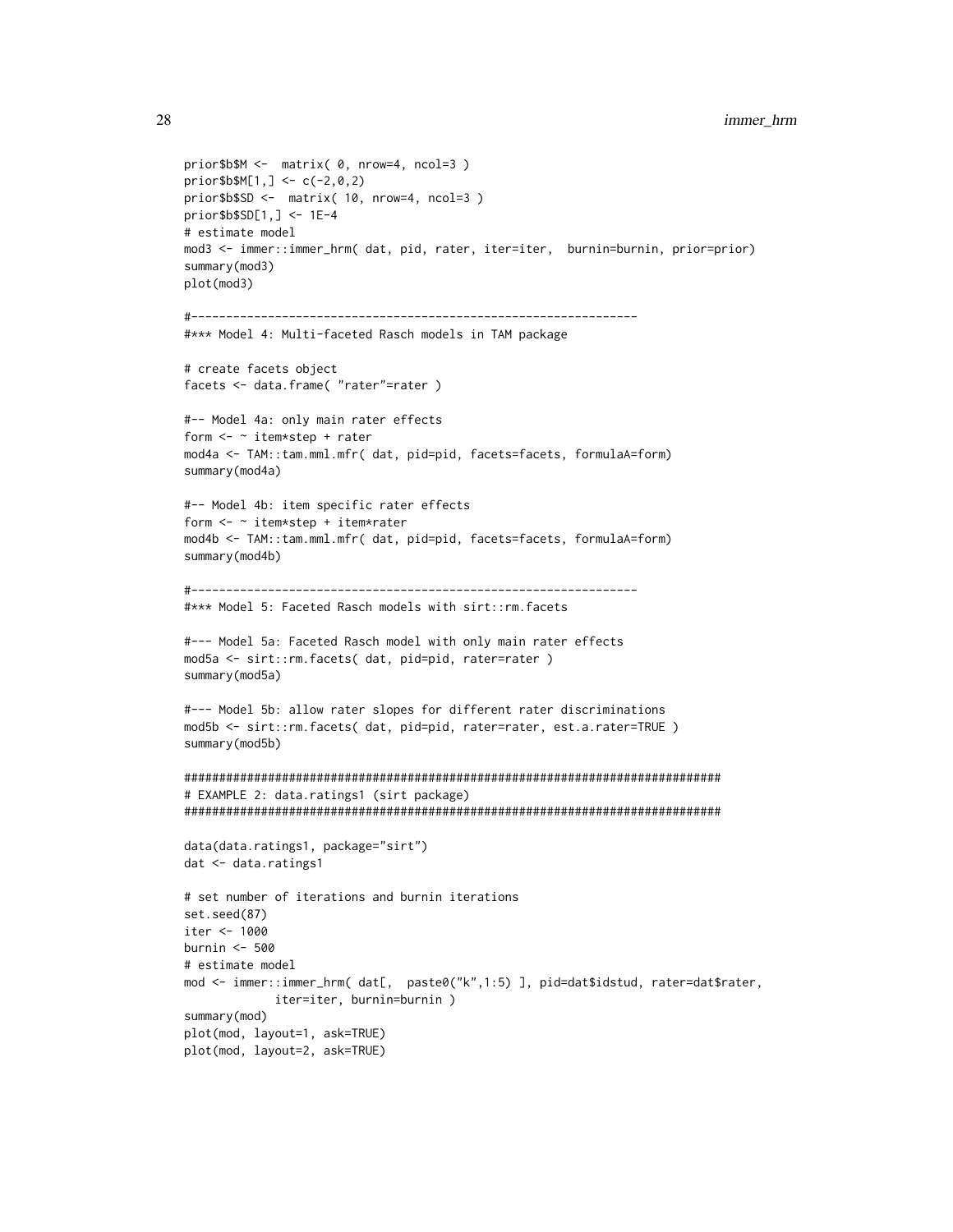```
prior$b$M <-  matrix( 0, nrow=4, ncol=3 )
prior$b$M[1,] <- c(-2,0,2)
prior$b$SD <-  matrix( 10, nrow=4, ncol=3 )
prior$b$SD[1,] <- 1E-4
# estimate model
mod3 <- immer::immer_hrm( dat, pid, rater, iter=iter,  burnin=burnin, prior=prior)
summary(mod3)
plot(mod3)

#----------------------------------------------------------------
#*** Model 4: Multi-faceted Rasch models in TAM package

# create facets object
facets <- data.frame( "rater"=rater )

#-- Model 4a: only main rater effects
form <- ~ item*step + rater
mod4a <- TAM::tam.mml.mfr( dat, pid=pid, facets=facets, formulaA=form)
summary(mod4a)

#-- Model 4b: item specific rater effects
form <- ~ item*step + item*rater
mod4b <- TAM::tam.mml.mfr( dat, pid=pid, facets=facets, formulaA=form)
summary(mod4b)

#----------------------------------------------------------------
#*** Model 5: Faceted Rasch models with sirt::rm.facets

#--- Model 5a: Faceted Rasch model with only main rater effects
mod5a <- sirt::rm.facets( dat, pid=pid, rater=rater )
summary(mod5a)

#--- Model 5b: allow rater slopes for different rater discriminations
mod5b <- sirt::rm.facets( dat, pid=pid, rater=rater, est.a.rater=TRUE )
summary(mod5b)

#############################################################################
# EXAMPLE 2: data.ratings1 (sirt package)
#############################################################################

data(data.ratings1, package="sirt")
dat <- data.ratings1

# set number of iterations and burnin iterations
set.seed(87)
iter <- 1000
burnin <- 500
# estimate model
mod <- immer::immer_hrm( dat[,  paste0("k",1:5) ], pid=dat$idstud, rater=dat$rater,
            iter=iter, burnin=burnin )
summary(mod)
plot(mod, layout=1, ask=TRUE)
plot(mod, layout=2, ask=TRUE)
```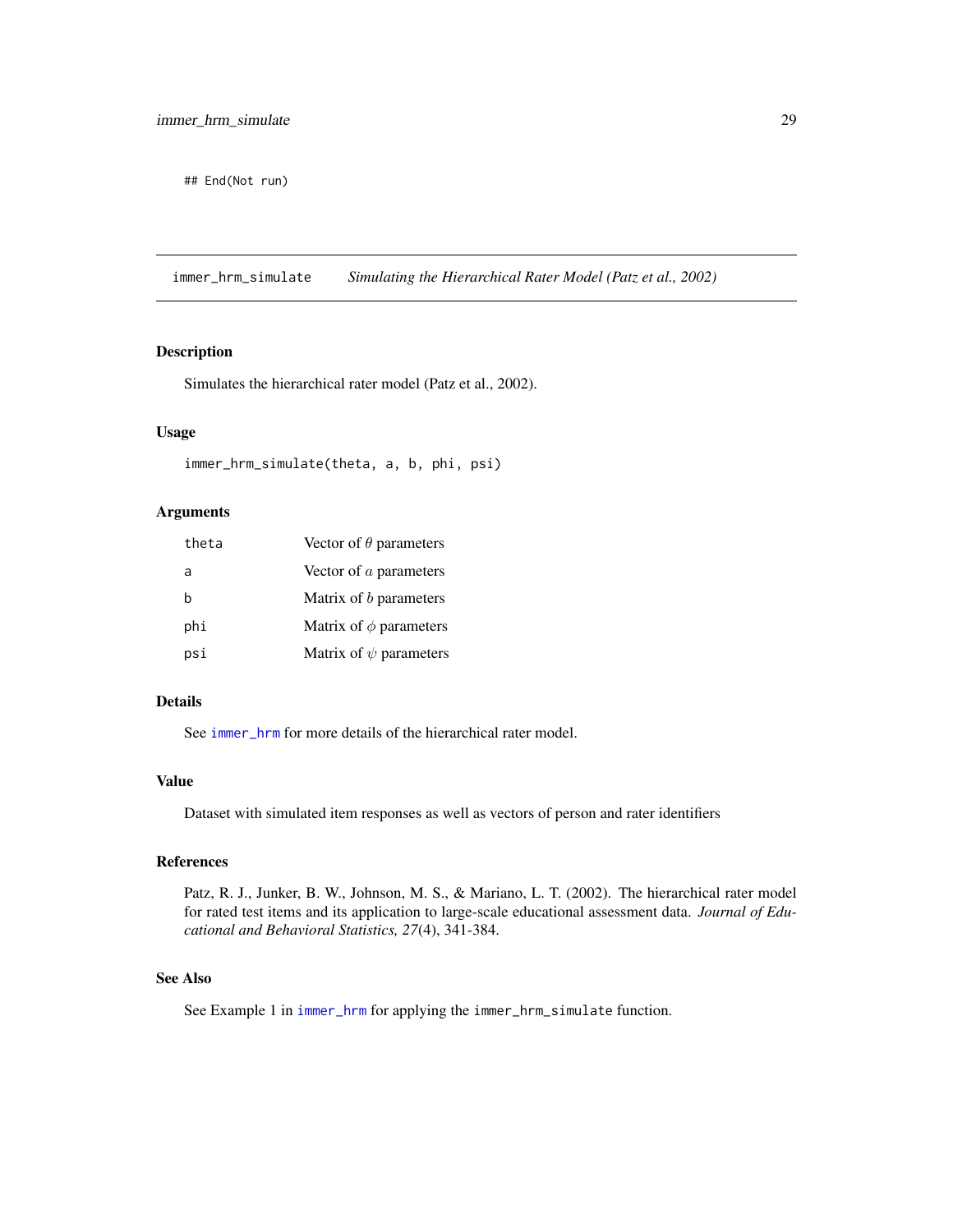```
## End(Not run)
```

# immer_hrm_simulate — *Simulating the Hierarchical Rater Model (Patz et al., 2002)*

## Description

Simulates the hierarchical rater model (Patz et al., 2002).

## Usage

```
immer_hrm_simulate(theta, a, b, phi, psi)
```

## Arguments

| | |
|---|---|
| theta | Vector of $\theta$ parameters |
| a | Vector of $a$ parameters |
| b | Matrix of $b$ parameters |
| phi | Matrix of $\phi$ parameters |
| psi | Matrix of $\psi$ parameters |

## Details

See immer_hrm for more details of the hierarchical rater model.

## Value

Dataset with simulated item responses as well as vectors of person and rater identifiers

## References

Patz, R. J., Junker, B. W., Johnson, M. S., & Mariano, L. T. (2002). The hierarchical rater model for rated test items and its application to large-scale educational assessment data. *Journal of Educational and Behavioral Statistics, 27*(4), 341-384.

## See Also

See Example 1 in immer_hrm for applying the immer_hrm_simulate function.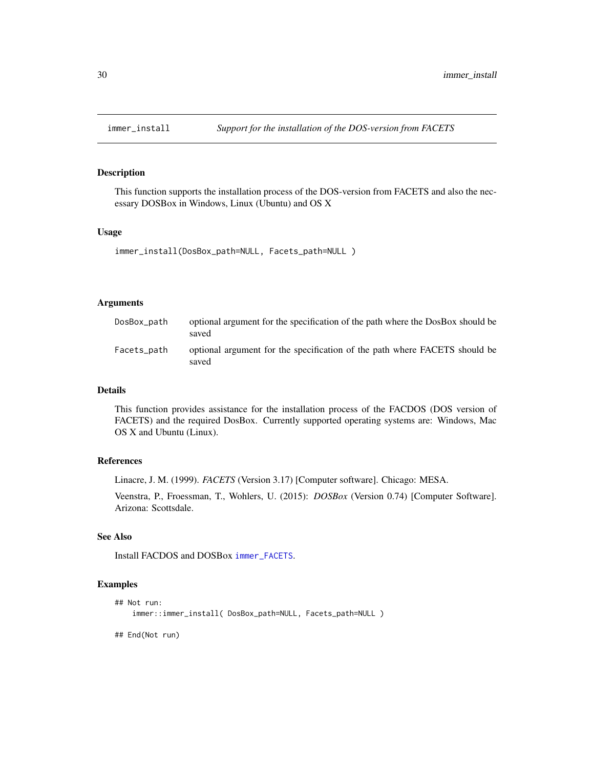# immer_install — *Support for the installation of the DOS-version from FACETS*

## Description

This function supports the installation process of the DOS-version from FACETS and also the necessary DOSBox in Windows, Linux (Ubuntu) and OS X

## Usage

```
immer_install(DosBox_path=NULL, Facets_path=NULL )
```

## Arguments

| | |
|---|---|
| `DosBox_path` | optional argument for the specification of the path where the DosBox should be saved |
| `Facets_path` | optional argument for the specification of the path where FACETS should be saved |

## Details

This function provides assistance for the installation process of the FACDOS (DOS version of FACETS) and the required DosBox. Currently supported operating systems are: Windows, Mac OS X and Ubuntu (Linux).

## References

Linacre, J. M. (1999). *FACETS* (Version 3.17) [Computer software]. Chicago: MESA.

Veenstra, P., Froessman, T., Wohlers, U. (2015): *DOSBox* (Version 0.74) [Computer Software]. Arizona: Scottsdale.

## See Also

Install FACDOS and DOSBox `immer_FACETS`.

## Examples

```
## Not run:
    immer::immer_install( DosBox_path=NULL, Facets_path=NULL )

## End(Not run)
```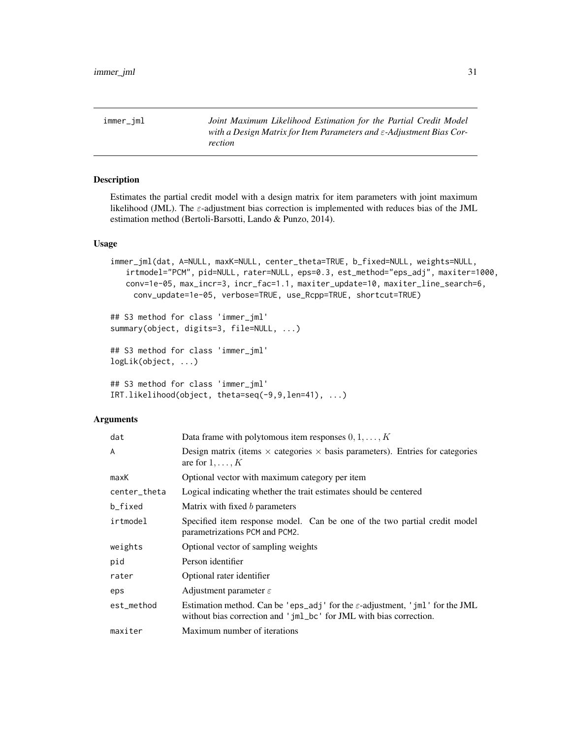immer_jml *Joint Maximum Likelihood Estimation for the Partial Credit Model with a Design Matrix for Item Parameters and $\varepsilon$-Adjustment Bias Correction*

## Description

Estimates the partial credit model with a design matrix for item parameters with joint maximum likelihood (JML). The $\varepsilon$-adjustment bias correction is implemented with reduces bias of the JML estimation method (Bertoli-Barsotti, Lando & Punzo, 2014).

## Usage

```
immer_jml(dat, A=NULL, maxK=NULL, center_theta=TRUE, b_fixed=NULL, weights=NULL,
   irtmodel="PCM", pid=NULL, rater=NULL, eps=0.3, est_method="eps_adj", maxiter=1000,
   conv=1e-05, max_incr=3, incr_fac=1.1, maxiter_update=10, maxiter_line_search=6,
     conv_update=1e-05, verbose=TRUE, use_Rcpp=TRUE, shortcut=TRUE)

## S3 method for class 'immer_jml'
summary(object, digits=3, file=NULL, ...)

## S3 method for class 'immer_jml'
logLik(object, ...)

## S3 method for class 'immer_jml'
IRT.likelihood(object, theta=seq(-9,9,len=41), ...)
```

## Arguments

| | |
|---|---|
| dat | Data frame with polytomous item responses $0, 1, \ldots, K$ |
| A | Design matrix (items $\times$ categories $\times$ basis parameters). Entries for categories are for $1, \ldots, K$ |
| maxK | Optional vector with maximum category per item |
| center_theta | Logical indicating whether the trait estimates should be centered |
| b_fixed | Matrix with fixed $b$ parameters |
| irtmodel | Specified item response model. Can be one of the two partial credit model parametrizations PCM and PCM2. |
| weights | Optional vector of sampling weights |
| pid | Person identifier |
| rater | Optional rater identifier |
| eps | Adjustment parameter $\varepsilon$ |
| est_method | Estimation method. Can be 'eps_adj' for the $\varepsilon$-adjustment, 'jml' for the JML without bias correction and 'jml_bc' for JML with bias correction. |
| maxiter | Maximum number of iterations |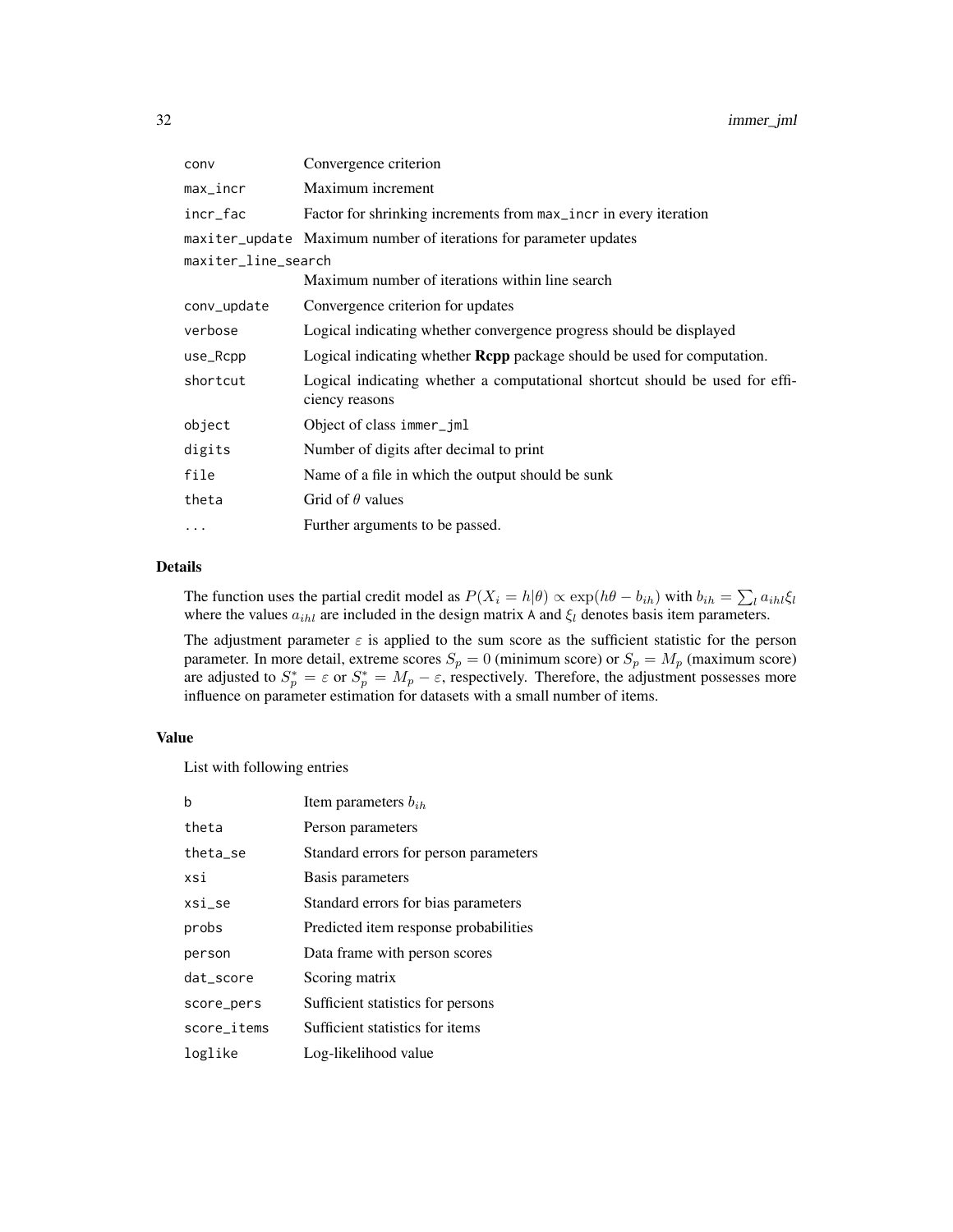| | |
|---|---|
| `conv` | Convergence criterion |
| `max_incr` | Maximum increment |
| `incr_fac` | Factor for shrinking increments from `max_incr` in every iteration |
| `maxiter_update` | Maximum number of iterations for parameter updates |
| `maxiter_line_search` | Maximum number of iterations within line search |
| `conv_update` | Convergence criterion for updates |
| `verbose` | Logical indicating whether convergence progress should be displayed |
| `use_Rcpp` | Logical indicating whether **Rcpp** package should be used for computation. |
| `shortcut` | Logical indicating whether a computational shortcut should be used for efficiency reasons |
| `object` | Object of class `immer_jml` |
| `digits` | Number of digits after decimal to print |
| `file` | Name of a file in which the output should be sunk |
| `theta` | Grid of $\theta$ values |
| `...` | Further arguments to be passed. |

### Details

The function uses the partial credit model as $P(X_i = h|\theta) \propto \exp(h\theta - b_{ih})$ with $b_{ih} = \sum_l a_{ihl}\xi_l$ where the values $a_{ihl}$ are included in the design matrix `A` and $\xi_l$ denotes basis item parameters.

The adjustment parameter $\varepsilon$ is applied to the sum score as the sufficient statistic for the person parameter. In more detail, extreme scores $S_p = 0$ (minimum score) or $S_p = M_p$ (maximum score) are adjusted to $S_p^* = \varepsilon$ or $S_p^* = M_p - \varepsilon$, respectively. Therefore, the adjustment possesses more influence on parameter estimation for datasets with a small number of items.

### Value

List with following entries

| | |
|---|---|
| `b` | Item parameters $b_{ih}$ |
| `theta` | Person parameters |
| `theta_se` | Standard errors for person parameters |
| `xsi` | Basis parameters |
| `xsi_se` | Standard errors for bias parameters |
| `probs` | Predicted item response probabilities |
| `person` | Data frame with person scores |
| `dat_score` | Scoring matrix |
| `score_pers` | Sufficient statistics for persons |
| `score_items` | Sufficient statistics for items |
| `loglike` | Log-likelihood value |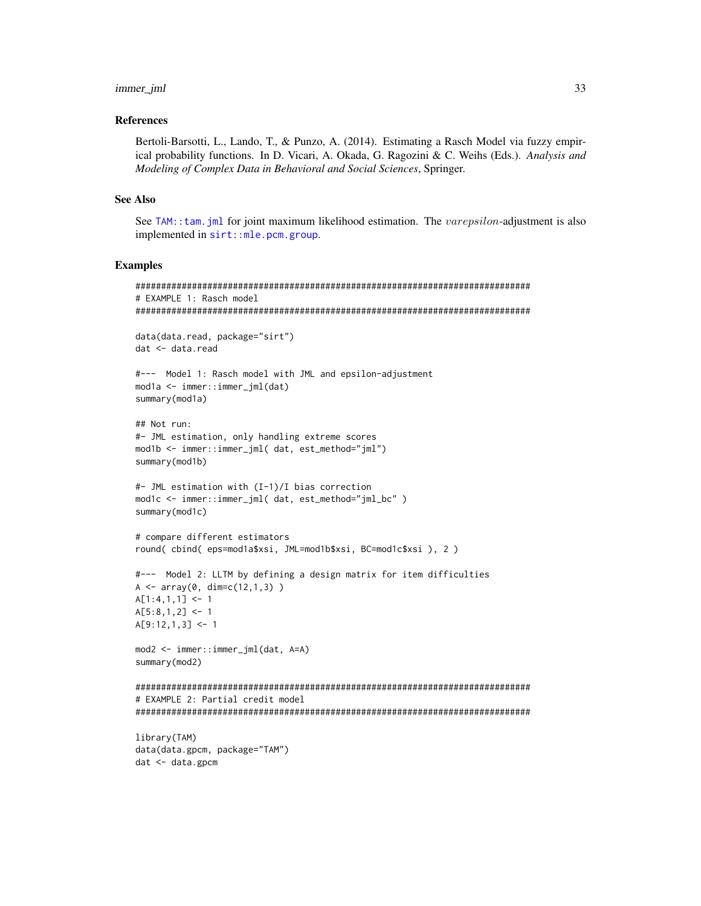## References

Bertoli-Barsotti, L., Lando, T., & Punzo, A. (2014). Estimating a Rasch Model via fuzzy empirical probability functions. In D. Vicari, A. Okada, G. Ragozini & C. Weihs (Eds.). *Analysis and Modeling of Complex Data in Behavioral and Social Sciences*, Springer.

## See Also

See `TAM::tam.jml` for joint maximum likelihood estimation. The $varepsilon$-adjustment is also implemented in `sirt::mle.pcm.group`.

## Examples

```
#############################################################################
# EXAMPLE 1: Rasch model
#############################################################################

data(data.read, package="sirt")
dat <- data.read

#---  Model 1: Rasch model with JML and epsilon-adjustment
mod1a <- immer::immer_jml(dat)
summary(mod1a)

## Not run:
#- JML estimation, only handling extreme scores
mod1b <- immer::immer_jml( dat, est_method="jml")
summary(mod1b)

#- JML estimation with (I-1)/I bias correction
mod1c <- immer::immer_jml( dat, est_method="jml_bc" )
summary(mod1c)

# compare different estimators
round( cbind( eps=mod1a$xsi, JML=mod1b$xsi, BC=mod1c$xsi ), 2 )

#---  Model 2: LLTM by defining a design matrix for item difficulties
A <- array(0, dim=c(12,1,3) )
A[1:4,1,1] <- 1
A[5:8,1,2] <- 1
A[9:12,1,3] <- 1

mod2 <- immer::immer_jml(dat, A=A)
summary(mod2)

#############################################################################
# EXAMPLE 2: Partial credit model
#############################################################################

library(TAM)
data(data.gpcm, package="TAM")
dat <- data.gpcm
```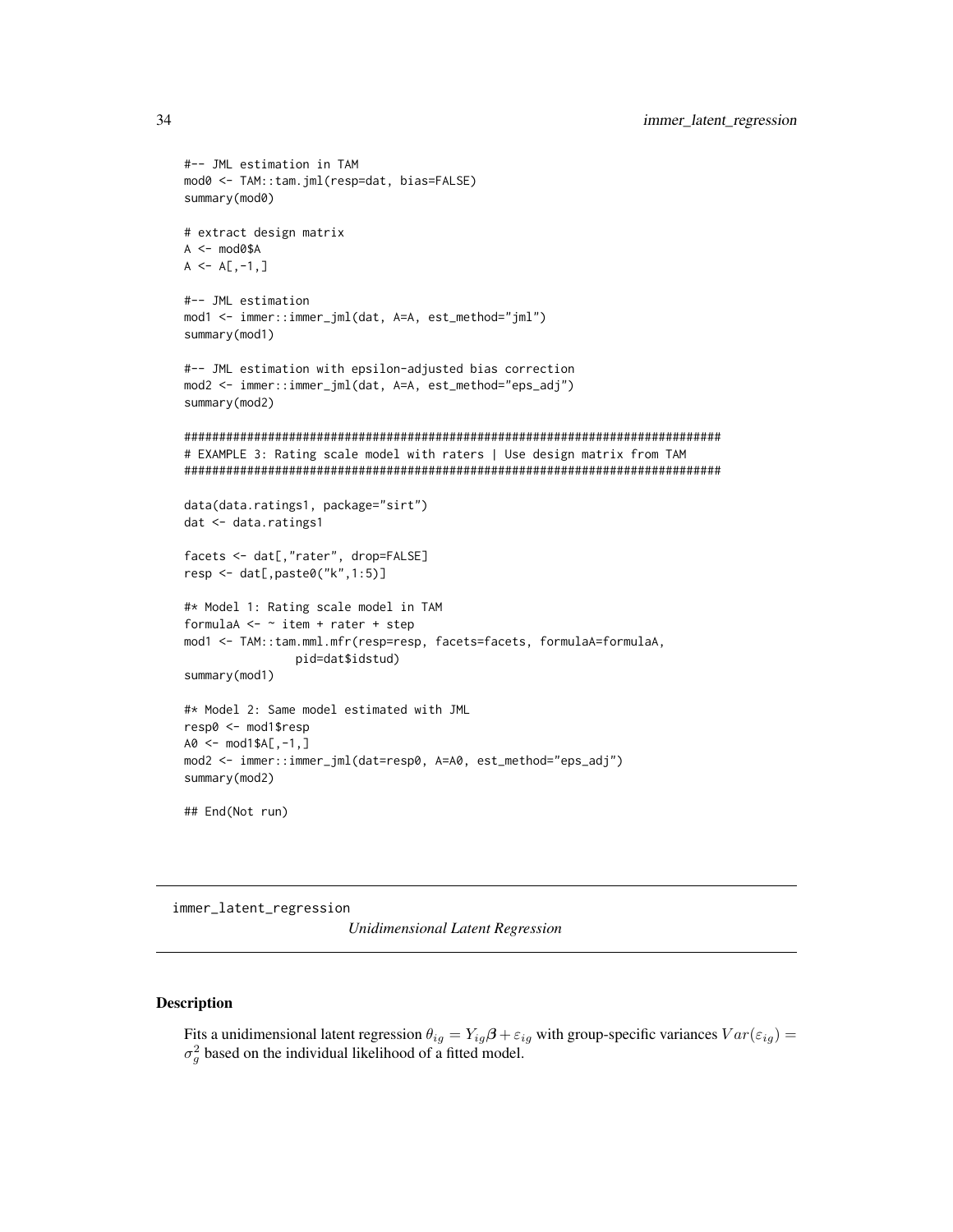```
#-- JML estimation in TAM
mod0 <- TAM::tam.jml(resp=dat, bias=FALSE)
summary(mod0)

# extract design matrix
A <- mod0$A
A <- A[,-1,]

#-- JML estimation
mod1 <- immer::immer_jml(dat, A=A, est_method="jml")
summary(mod1)

#-- JML estimation with epsilon-adjusted bias correction
mod2 <- immer::immer_jml(dat, A=A, est_method="eps_adj")
summary(mod2)

#############################################################################
# EXAMPLE 3: Rating scale model with raters | Use design matrix from TAM
#############################################################################

data(data.ratings1, package="sirt")
dat <- data.ratings1

facets <- dat[,"rater", drop=FALSE]
resp <- dat[,paste0("k",1:5)]

#* Model 1: Rating scale model in TAM
formulaA <- ~ item + rater + step
mod1 <- TAM::tam.mml.mfr(resp=resp, facets=facets, formulaA=formulaA,
              pid=dat$idstud)
summary(mod1)

#* Model 2: Same model estimated with JML
resp0 <- mod1$resp
A0 <- mod1$A[,-1,]
mod2 <- immer::immer_jml(dat=resp0, A=A0, est_method="eps_adj")
summary(mod2)

## End(Not run)
```

---

immer_latent_regression        *Unidimensional Latent Regression*

---

## Description

Fits a unidimensional latent regression $\theta_{ig} = Y_{ig}\boldsymbol{\beta} + \varepsilon_{ig}$ with group-specific variances $Var(\varepsilon_{ig}) = \sigma_g^2$ based on the individual likelihood of a fitted model.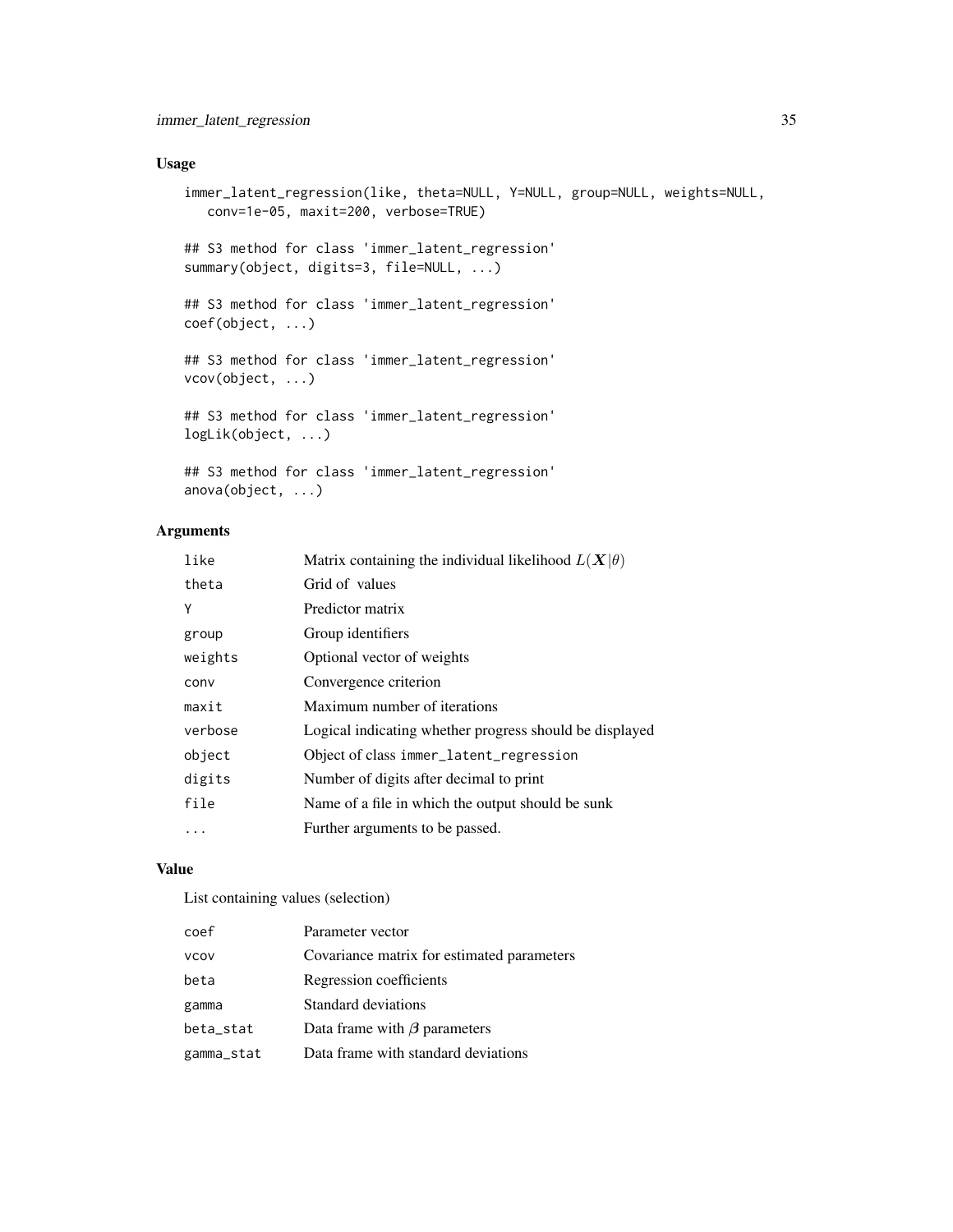## Usage

```
immer_latent_regression(like, theta=NULL, Y=NULL, group=NULL, weights=NULL,
   conv=1e-05, maxit=200, verbose=TRUE)

## S3 method for class 'immer_latent_regression'
summary(object, digits=3, file=NULL, ...)

## S3 method for class 'immer_latent_regression'
coef(object, ...)

## S3 method for class 'immer_latent_regression'
vcov(object, ...)

## S3 method for class 'immer_latent_regression'
logLik(object, ...)

## S3 method for class 'immer_latent_regression'
anova(object, ...)
```

## Arguments

| | |
|---|---|
| `like` | Matrix containing the individual likelihood $L(\boldsymbol{X}\|\theta)$ |
| `theta` | Grid of values |
| `Y` | Predictor matrix |
| `group` | Group identifiers |
| `weights` | Optional vector of weights |
| `conv` | Convergence criterion |
| `maxit` | Maximum number of iterations |
| `verbose` | Logical indicating whether progress should be displayed |
| `object` | Object of class `immer_latent_regression` |
| `digits` | Number of digits after decimal to print |
| `file` | Name of a file in which the output should be sunk |
| `...` | Further arguments to be passed. |

## Value

List containing values (selection)

| | |
|---|---|
| `coef` | Parameter vector |
| `vcov` | Covariance matrix for estimated parameters |
| `beta` | Regression coefficients |
| `gamma` | Standard deviations |
| `beta_stat` | Data frame with $\boldsymbol{\beta}$ parameters |
| `gamma_stat` | Data frame with standard deviations |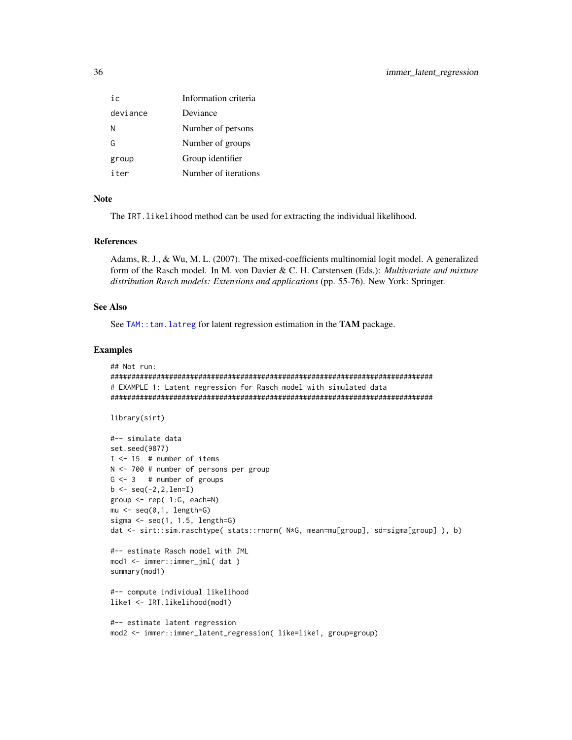| | |
|---|---|
| `ic` | Information criteria |
| `deviance` | Deviance |
| `N` | Number of persons |
| `G` | Number of groups |
| `group` | Group identifier |
| `iter` | Number of iterations |

## Note

The `IRT.likelihood` method can be used for extracting the individual likelihood.

## References

Adams, R. J., & Wu, M. L. (2007). The mixed-coefficients multinomial logit model. A generalized form of the Rasch model. In M. von Davier & C. H. Carstensen (Eds.): *Multivariate and mixture distribution Rasch models: Extensions and applications* (pp. 55-76). New York: Springer.

## See Also

See `TAM::tam.latreg` for latent regression estimation in the **TAM** package.

## Examples

```
## Not run:
#############################################################################
# EXAMPLE 1: Latent regression for Rasch model with simulated data
#############################################################################

library(sirt)

#-- simulate data
set.seed(9877)
I <- 15  # number of items
N <- 700 # number of persons per group
G <- 3   # number of groups
b <- seq(-2,2,len=I)
group <- rep( 1:G, each=N)
mu <- seq(0,1, length=G)
sigma <- seq(1, 1.5, length=G)
dat <- sirt::sim.raschtype( stats::rnorm( N*G, mean=mu[group], sd=sigma[group] ), b)

#-- estimate Rasch model with JML
mod1 <- immer::immer_jml( dat )
summary(mod1)

#-- compute individual likelihood
like1 <- IRT.likelihood(mod1)

#-- estimate latent regression
mod2 <- immer::immer_latent_regression( like=like1, group=group)
```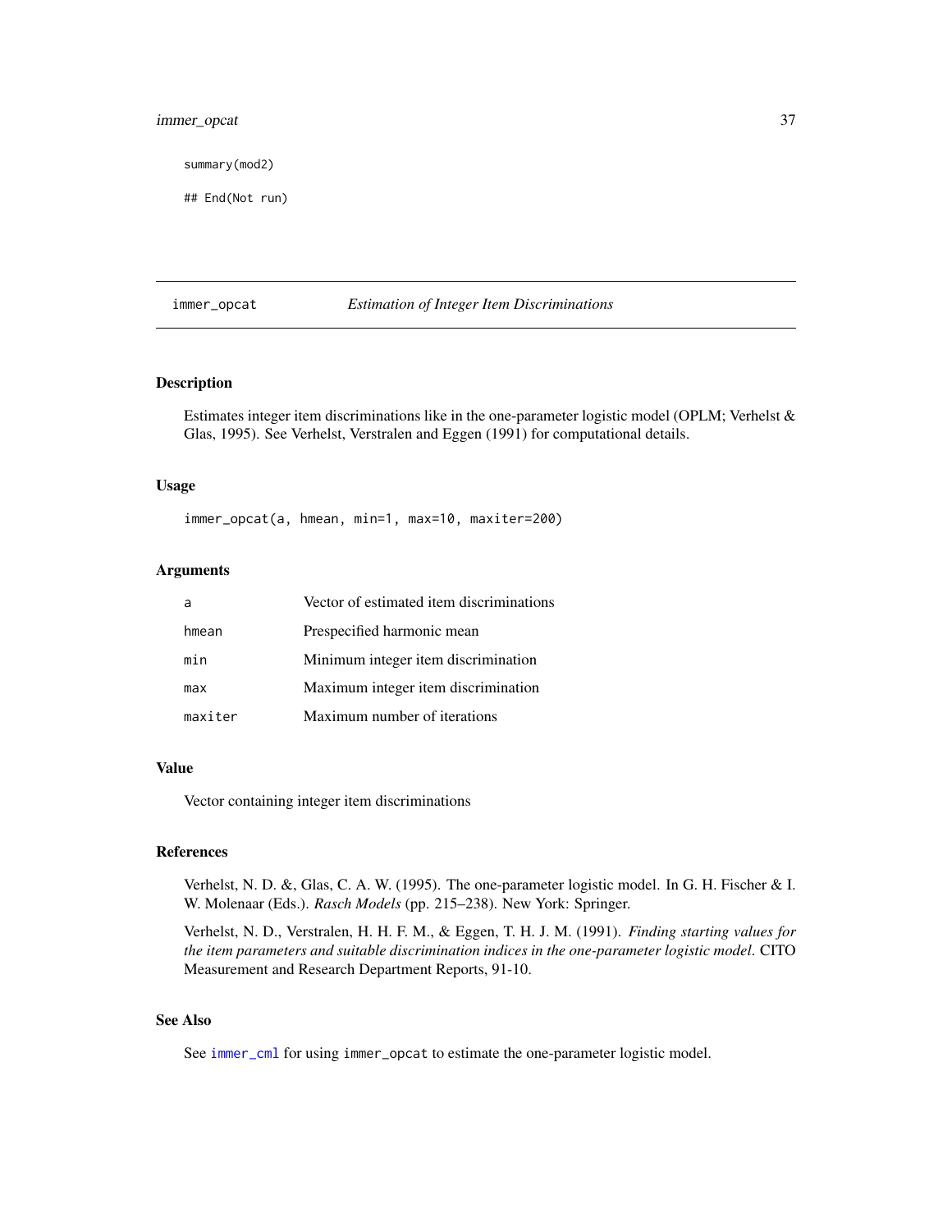```
summary(mod2)

## End(Not run)
```

---

immer_opcat — *Estimation of Integer Item Discriminations*

---

## Description

Estimates integer item discriminations like in the one-parameter logistic model (OPLM; Verhelst & Glas, 1995). See Verhelst, Verstralen and Eggen (1991) for computational details.

## Usage

```
immer_opcat(a, hmean, min=1, max=10, maxiter=200)
```

## Arguments

| | |
|---|---|
| `a` | Vector of estimated item discriminations |
| `hmean` | Prespecified harmonic mean |
| `min` | Minimum integer item discrimination |
| `max` | Maximum integer item discrimination |
| `maxiter` | Maximum number of iterations |

## Value

Vector containing integer item discriminations

## References

Verhelst, N. D. &, Glas, C. A. W. (1995). The one-parameter logistic model. In G. H. Fischer & I. W. Molenaar (Eds.). *Rasch Models* (pp. 215–238). New York: Springer.

Verhelst, N. D., Verstralen, H. H. F. M., & Eggen, T. H. J. M. (1991). *Finding starting values for the item parameters and suitable discrimination indices in the one-parameter logistic model*. CITO Measurement and Research Department Reports, 91-10.

## See Also

See `immer_cml` for using `immer_opcat` to estimate the one-parameter logistic model.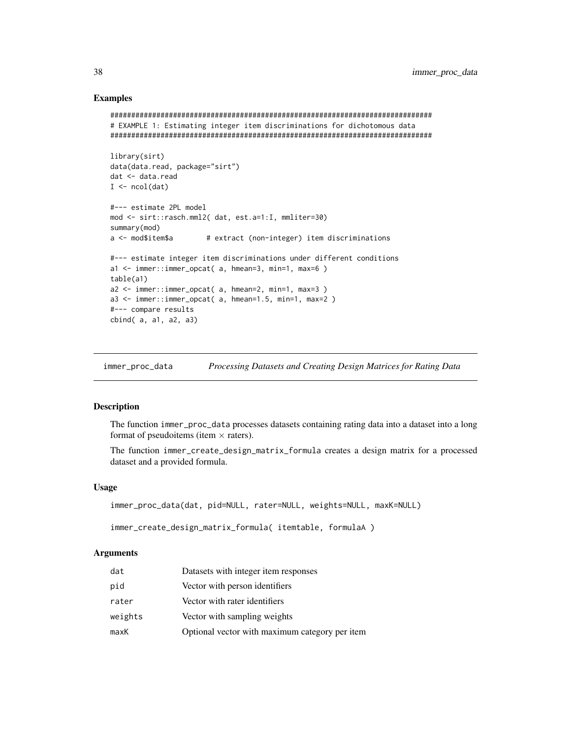## Examples

```
#############################################################################
# EXAMPLE 1: Estimating integer item discriminations for dichotomous data
#############################################################################

library(sirt)
data(data.read, package="sirt")
dat <- data.read
I <- ncol(dat)

#--- estimate 2PL model
mod <- sirt::rasch.mml2( dat, est.a=1:I, mmliter=30)
summary(mod)
a <- mod$item$a        # extract (non-integer) item discriminations

#--- estimate integer item discriminations under different conditions
a1 <- immer::immer_opcat( a, hmean=3, min=1, max=6 )
table(a1)
a2 <- immer::immer_opcat( a, hmean=2, min=1, max=3 )
a3 <- immer::immer_opcat( a, hmean=1.5, min=1, max=2 )
#--- compare results
cbind( a, a1, a2, a3)
```

---

# immer_proc_data — *Processing Datasets and Creating Design Matrices for Rating Data*

---

## Description

The function `immer_proc_data` processes datasets containing rating data into a dataset into a long format of pseudoitems (item $\times$ raters).

The function `immer_create_design_matrix_formula` creates a design matrix for a processed dataset and a provided formula.

## Usage

```
immer_proc_data(dat, pid=NULL, rater=NULL, weights=NULL, maxK=NULL)

immer_create_design_matrix_formula( itemtable, formulaA )
```

## Arguments

| | |
|---|---|
| dat | Datasets with integer item responses |
| pid | Vector with person identifiers |
| rater | Vector with rater identifiers |
| weights | Vector with sampling weights |
| maxK | Optional vector with maximum category per item |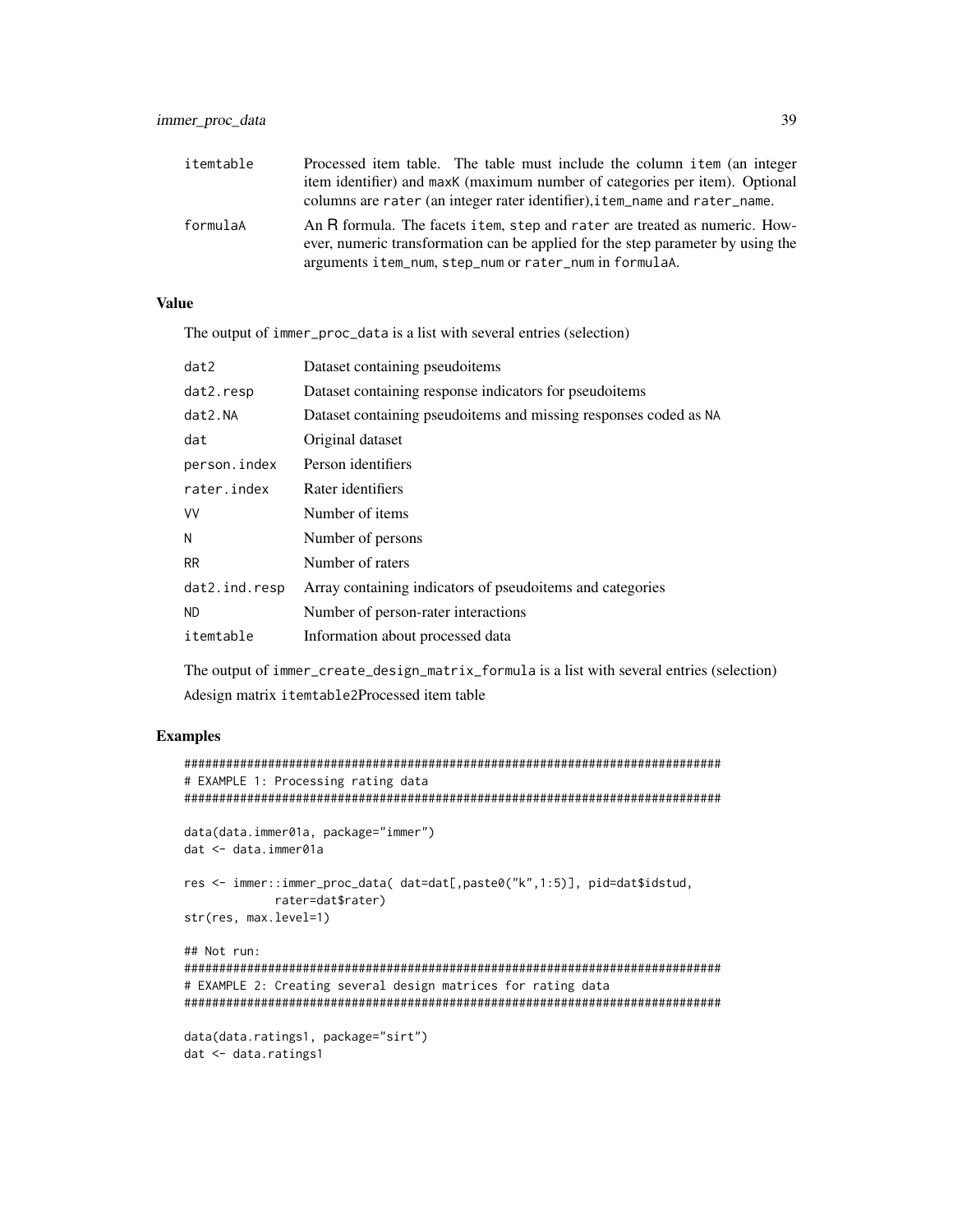| | |
|---|---|
| itemtable | Processed item table. The table must include the column item (an integer item identifier) and maxK (maximum number of categories per item). Optional columns are rater (an integer rater identifier),item_name and rater_name. |
| formulaA | An R formula. The facets item, step and rater are treated as numeric. However, numeric transformation can be applied for the step parameter by using the arguments item_num, step_num or rater_num in formulaA. |

## Value

The output of immer_proc_data is a list with several entries (selection)

| | |
|---|---|
| dat2 | Dataset containing pseudoitems |
| dat2.resp | Dataset containing response indicators for pseudoitems |
| dat2.NA | Dataset containing pseudoitems and missing responses coded as NA |
| dat | Original dataset |
| person.index | Person identifiers |
| rater.index | Rater identifiers |
| VV | Number of items |
| N | Number of persons |
| RR | Number of raters |
| dat2.ind.resp | Array containing indicators of pseudoitems and categories |
| ND | Number of person-rater interactions |
| itemtable | Information about processed data |

The output of immer_create_design_matrix_formula is a list with several entries (selection)

Adesign matrix itemtable2Processed item table

## Examples

```
#############################################################################
# EXAMPLE 1: Processing rating data
#############################################################################

data(data.immer01a, package="immer")
dat <- data.immer01a

res <- immer::immer_proc_data( dat=dat[,paste0("k",1:5)], pid=dat$idstud,
            rater=dat$rater)
str(res, max.level=1)

## Not run:
#############################################################################
# EXAMPLE 2: Creating several design matrices for rating data
#############################################################################

data(data.ratings1, package="sirt")
dat <- data.ratings1
```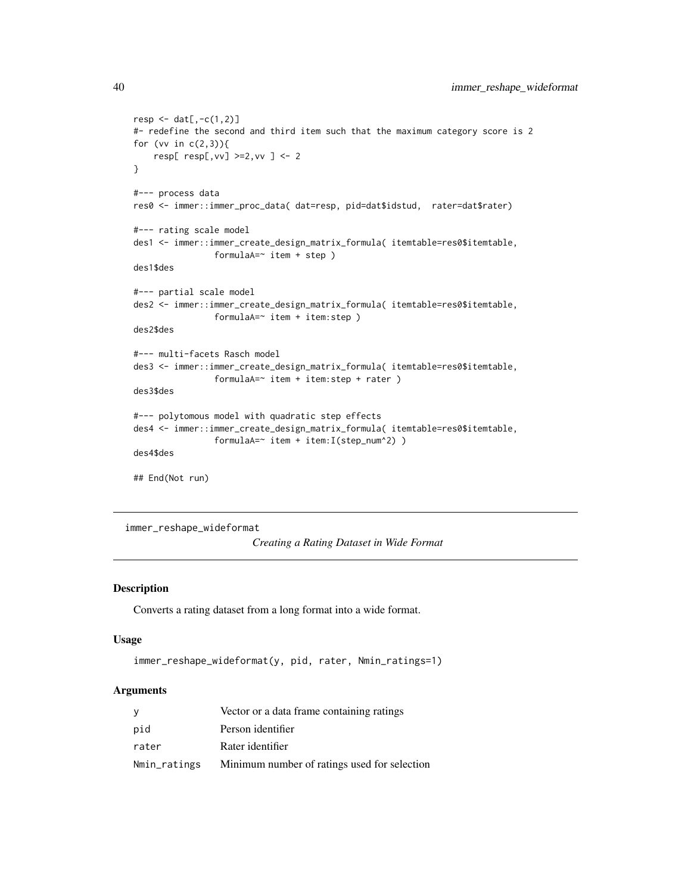```
resp <- dat[,-c(1,2)]
#- redefine the second and third item such that the maximum category score is 2
for (vv in c(2,3)){
    resp[ resp[,vv] >=2,vv ] <- 2
}

#--- process data
res0 <- immer::immer_proc_data( dat=resp, pid=dat$idstud,  rater=dat$rater)

#--- rating scale model
des1 <- immer::immer_create_design_matrix_formula( itemtable=res0$itemtable,
                formulaA=~ item + step )
des1$des

#--- partial scale model
des2 <- immer::immer_create_design_matrix_formula( itemtable=res0$itemtable,
                formulaA=~ item + item:step )
des2$des

#--- multi-facets Rasch model
des3 <- immer::immer_create_design_matrix_formula( itemtable=res0$itemtable,
                formulaA=~ item + item:step + rater )
des3$des

#--- polytomous model with quadratic step effects
des4 <- immer::immer_create_design_matrix_formula( itemtable=res0$itemtable,
                formulaA=~ item + item:I(step_num^2) )
des4$des

## End(Not run)
```

---

## immer_reshape_wideformat

*Creating a Rating Dataset in Wide Format*

---

### Description

Converts a rating dataset from a long format into a wide format.

### Usage

```
immer_reshape_wideformat(y, pid, rater, Nmin_ratings=1)
```

### Arguments

| | |
|---|---|
| `y` | Vector or a data frame containing ratings |
| `pid` | Person identifier |
| `rater` | Rater identifier |
| `Nmin_ratings` | Minimum number of ratings used for selection |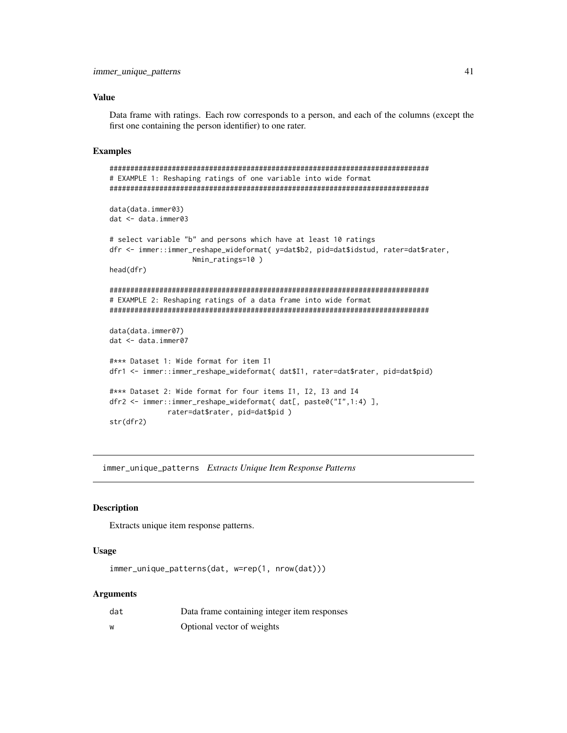## Value

Data frame with ratings. Each row corresponds to a person, and each of the columns (except the first one containing the person identifier) to one rater.

## Examples

```
#############################################################################
# EXAMPLE 1: Reshaping ratings of one variable into wide format
#############################################################################

data(data.immer03)
dat <- data.immer03

# select variable "b" and persons which have at least 10 ratings
dfr <- immer::immer_reshape_wideformat( y=dat$b2, pid=dat$idstud, rater=dat$rater,
                    Nmin_ratings=10 )
head(dfr)

#############################################################################
# EXAMPLE 2: Reshaping ratings of a data frame into wide format
#############################################################################

data(data.immer07)
dat <- data.immer07

#*** Dataset 1: Wide format for item I1
dfr1 <- immer::immer_reshape_wideformat( dat$I1, rater=dat$rater, pid=dat$pid)

#*** Dataset 2: Wide format for four items I1, I2, I3 and I4
dfr2 <- immer::immer_reshape_wideformat( dat[, paste0("I",1:4) ],
            rater=dat$rater, pid=dat$pid )
str(dfr2)
```

---

# immer_unique_patterns *Extracts Unique Item Response Patterns*

## Description

Extracts unique item response patterns.

## Usage

```
immer_unique_patterns(dat, w=rep(1, nrow(dat)))
```

## Arguments

| | |
|---|---|
| dat | Data frame containing integer item responses |
| w | Optional vector of weights |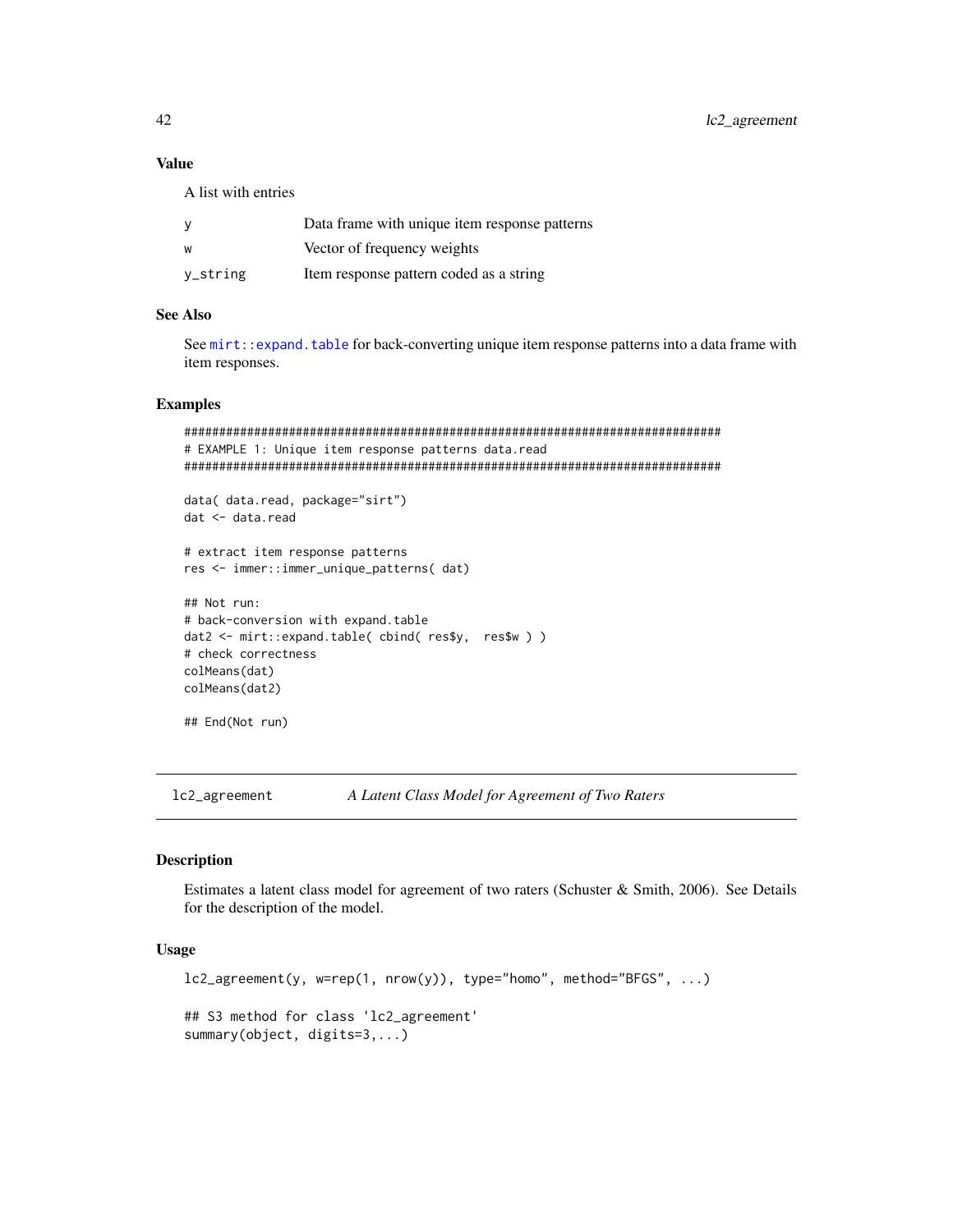## Value

A list with entries

| | |
|---|---|
| y | Data frame with unique item response patterns |
| w | Vector of frequency weights |
| y_string | Item response pattern coded as a string |

## See Also

See `mirt::expand.table` for back-converting unique item response patterns into a data frame with item responses.

## Examples

```
#############################################################################
# EXAMPLE 1: Unique item response patterns data.read
#############################################################################

data( data.read, package="sirt")
dat <- data.read

# extract item response patterns
res <- immer::immer_unique_patterns( dat)

## Not run:
# back-conversion with expand.table
dat2 <- mirt::expand.table( cbind( res$y,  res$w ) )
# check correctness
colMeans(dat)
colMeans(dat2)

## End(Not run)
```

---

# lc2_agreement    *A Latent Class Model for Agreement of Two Raters*

## Description

Estimates a latent class model for agreement of two raters (Schuster & Smith, 2006). See Details for the description of the model.

## Usage

```
lc2_agreement(y, w=rep(1, nrow(y)), type="homo", method="BFGS", ...)

## S3 method for class 'lc2_agreement'
summary(object, digits=3,...)
```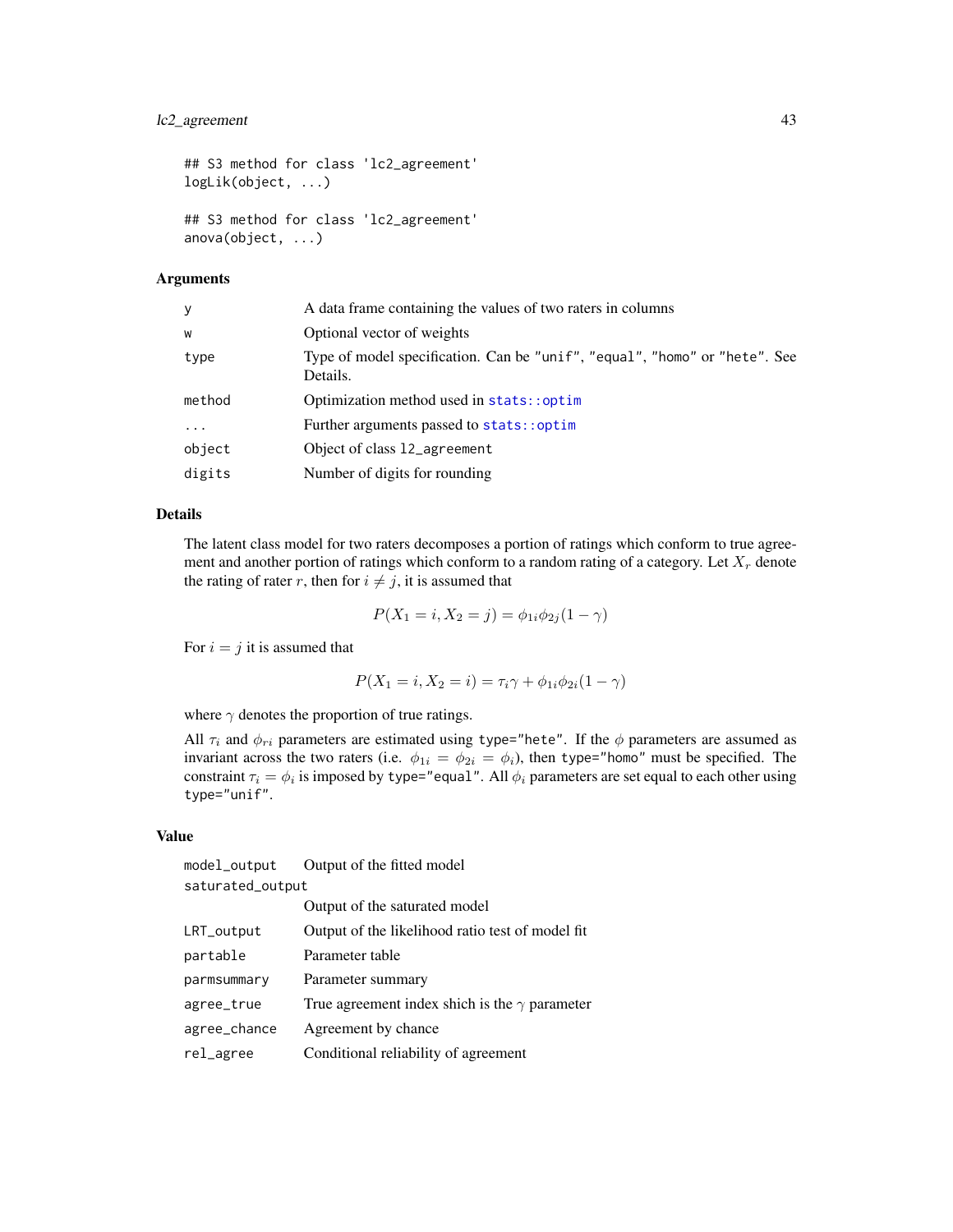```
## S3 method for class 'lc2_agreement'
logLik(object, ...)

## S3 method for class 'lc2_agreement'
anova(object, ...)
```

### Arguments

| | |
|---|---|
| y | A data frame containing the values of two raters in columns |
| w | Optional vector of weights |
| type | Type of model specification. Can be "unif", "equal", "homo" or "hete". See Details. |
| method | Optimization method used in stats::optim |
| ... | Further arguments passed to stats::optim |
| object | Object of class l2_agreement |
| digits | Number of digits for rounding |

### Details

The latent class model for two raters decomposes a portion of ratings which conform to true agreement and another portion of ratings which conform to a random rating of a category. Let $X_r$ denote the rating of rater $r$, then for $i \neq j$, it is assumed that

$$P(X_1 = i, X_2 = j) = \phi_{1i}\phi_{2j}(1 - \gamma)$$

For $i = j$ it is assumed that

$$P(X_1 = i, X_2 = i) = \tau_i\gamma + \phi_{1i}\phi_{2i}(1 - \gamma)$$

where $\gamma$ denotes the proportion of true ratings.

All $\tau_i$ and $\phi_{ri}$ parameters are estimated using type="hete". If the $\phi$ parameters are assumed as invariant across the two raters (i.e. $\phi_{1i} = \phi_{2i} = \phi_i$), then type="homo" must be specified. The constraint $\tau_i = \phi_i$ is imposed by type="equal". All $\phi_i$ parameters are set equal to each other using type="unif".

### Value

| | |
|---|---|
| model_output | Output of the fitted model |
| saturated_output | Output of the saturated model |
| LRT_output | Output of the likelihood ratio test of model fit |
| partable | Parameter table |
| parmsummary | Parameter summary |
| agree_true | True agreement index shich is the $\gamma$ parameter |
| agree_chance | Agreement by chance |
| rel_agree | Conditional reliability of agreement |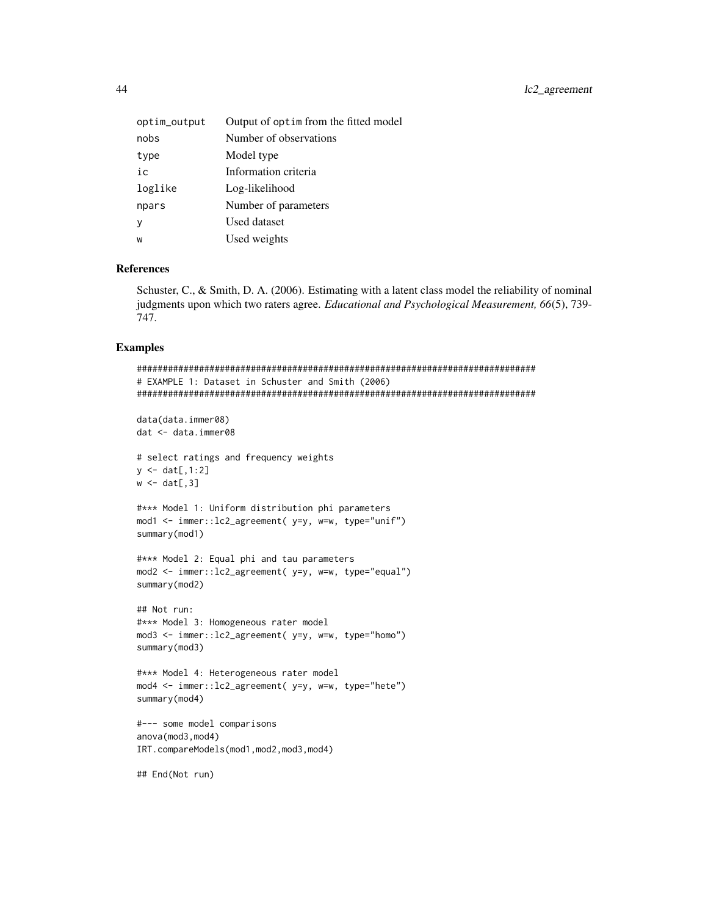| | |
|---|---|
| optim_output | Output of optim from the fitted model |
| nobs | Number of observations |
| type | Model type |
| ic | Information criteria |
| loglike | Log-likelihood |
| npars | Number of parameters |
| y | Used dataset |
| w | Used weights |

### References

Schuster, C., & Smith, D. A. (2006). Estimating with a latent class model the reliability of nominal judgments upon which two raters agree. *Educational and Psychological Measurement, 66*(5), 739-747.

### Examples

```
#############################################################################
# EXAMPLE 1: Dataset in Schuster and Smith (2006)
#############################################################################

data(data.immer08)
dat <- data.immer08

# select ratings and frequency weights
y <- dat[,1:2]
w <- dat[,3]

#*** Model 1: Uniform distribution phi parameters
mod1 <- immer::lc2_agreement( y=y, w=w, type="unif")
summary(mod1)

#*** Model 2: Equal phi and tau parameters
mod2 <- immer::lc2_agreement( y=y, w=w, type="equal")
summary(mod2)

## Not run:
#*** Model 3: Homogeneous rater model
mod3 <- immer::lc2_agreement( y=y, w=w, type="homo")
summary(mod3)

#*** Model 4: Heterogeneous rater model
mod4 <- immer::lc2_agreement( y=y, w=w, type="hete")
summary(mod4)

#--- some model comparisons
anova(mod3,mod4)
IRT.compareModels(mod1,mod2,mod3,mod4)

## End(Not run)
```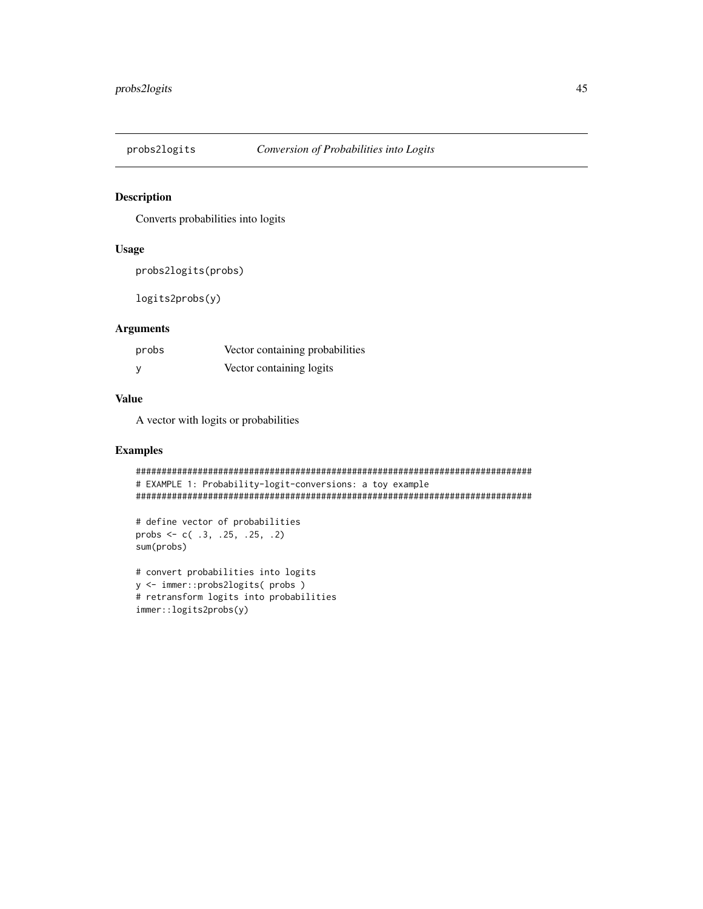## probs2logits — *Conversion of Probabilities into Logits*

### Description

Converts probabilities into logits

### Usage

```
probs2logits(probs)

logits2probs(y)
```

### Arguments

| | |
|---|---|
| probs | Vector containing probabilities |
| y | Vector containing logits |

### Value

A vector with logits or probabilities

### Examples

```
#############################################################################
# EXAMPLE 1: Probability-logit-conversions: a toy example
#############################################################################

# define vector of probabilities
probs <- c( .3, .25, .25, .2)
sum(probs)

# convert probabilities into logits
y <- immer::probs2logits( probs )
# retransform logits into probabilities
immer::logits2probs(y)
```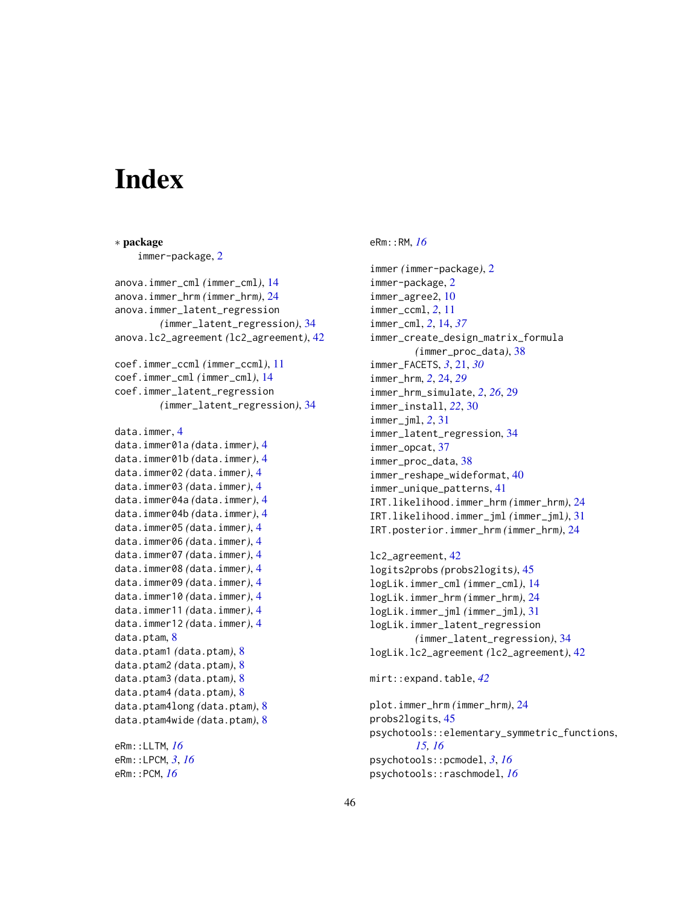# Index

∗ **package**
  immer-package, 2

anova.immer_cml *(immer_cml)*, 14
anova.immer_hrm *(immer_hrm)*, 24
anova.immer_latent_regression
  *(immer_latent_regression)*, 34
anova.lc2_agreement *(lc2_agreement)*, 42

coef.immer_ccml *(immer_ccml)*, 11
coef.immer_cml *(immer_cml)*, 14
coef.immer_latent_regression
  *(immer_latent_regression)*, 34

data.immer, 4
data.immer01a *(data.immer)*, 4
data.immer01b *(data.immer)*, 4
data.immer02 *(data.immer)*, 4
data.immer03 *(data.immer)*, 4
data.immer04a *(data.immer)*, 4
data.immer04b *(data.immer)*, 4
data.immer05 *(data.immer)*, 4
data.immer06 *(data.immer)*, 4
data.immer07 *(data.immer)*, 4
data.immer08 *(data.immer)*, 4
data.immer09 *(data.immer)*, 4
data.immer10 *(data.immer)*, 4
data.immer11 *(data.immer)*, 4
data.immer12 *(data.immer)*, 4
data.ptam, 8
data.ptam1 *(data.ptam)*, 8
data.ptam2 *(data.ptam)*, 8
data.ptam3 *(data.ptam)*, 8
data.ptam4 *(data.ptam)*, 8
data.ptam4long *(data.ptam)*, 8
data.ptam4wide *(data.ptam)*, 8

eRm::LLTM, *16*
eRm::LPCM, *3*, *16*
eRm::PCM, *16*
eRm::RM, *16*

immer *(immer-package)*, 2
immer-package, 2
immer_agree2, 10
immer_ccml, *2*, 11
immer_cml, *2*, 14, *37*
immer_create_design_matrix_formula
  *(immer_proc_data)*, 38
immer_FACETS, *3*, 21, *30*
immer_hrm, *2*, 24, *29*
immer_hrm_simulate, *2*, *26*, 29
immer_install, *22*, 30
immer_jml, *2*, 31
immer_latent_regression, 34
immer_opcat, 37
immer_proc_data, 38
immer_reshape_wideformat, 40
immer_unique_patterns, 41
IRT.likelihood.immer_hrm *(immer_hrm)*, 24
IRT.likelihood.immer_jml *(immer_jml)*, 31
IRT.posterior.immer_hrm *(immer_hrm)*, 24

lc2_agreement, 42
logits2probs *(probs2logits)*, 45
logLik.immer_cml *(immer_cml)*, 14
logLik.immer_hrm *(immer_hrm)*, 24
logLik.immer_jml *(immer_jml)*, 31
logLik.immer_latent_regression
  *(immer_latent_regression)*, 34
logLik.lc2_agreement *(lc2_agreement)*, 42

mirt::expand.table, *42*

plot.immer_hrm *(immer_hrm)*, 24
probs2logits, 45
psychotools::elementary_symmetric_functions,
  *15*, *16*
psychotools::pcmodel, *3*, *16*
psychotools::raschmodel, *16*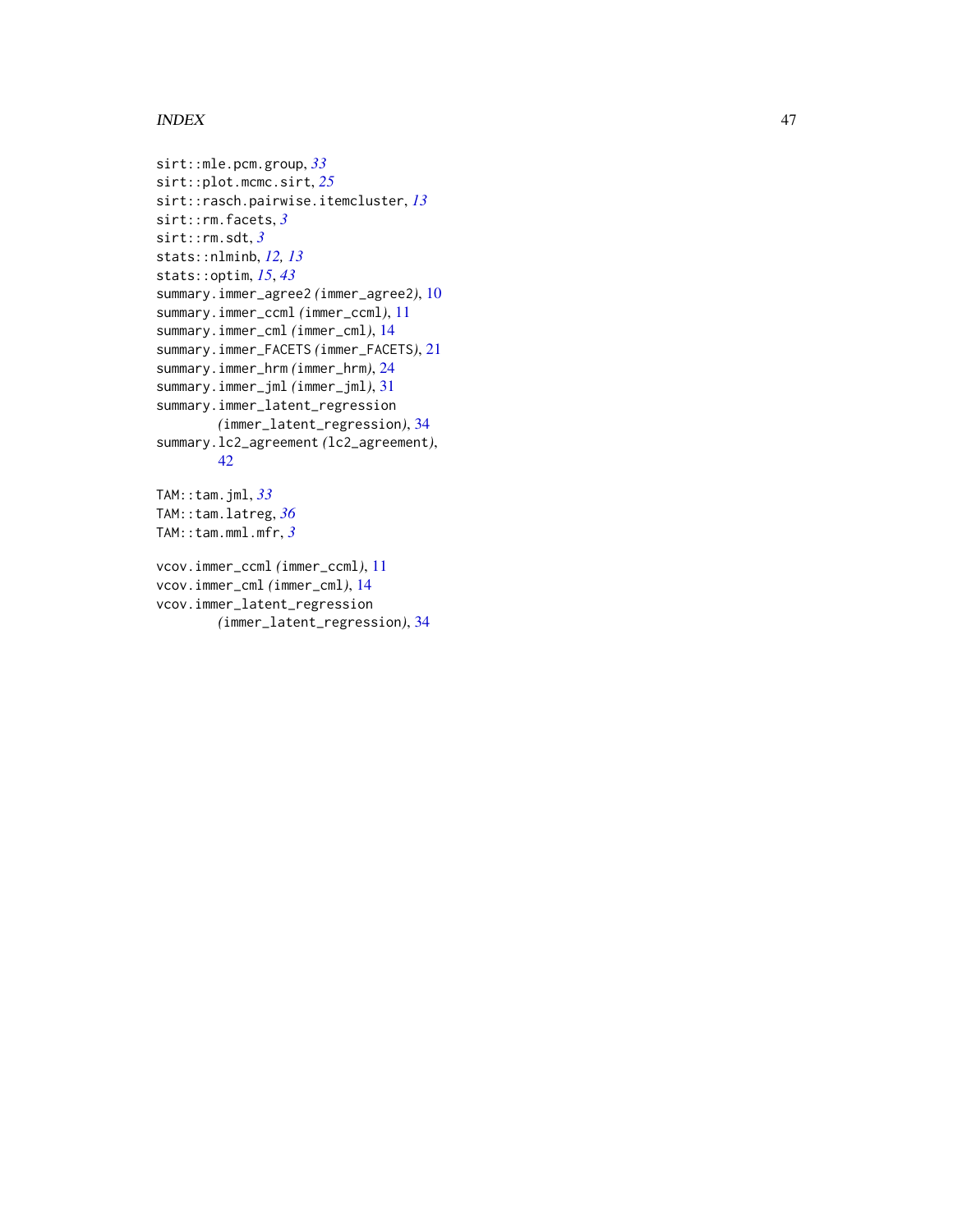sirt::mle.pcm.group, *33*
sirt::plot.mcmc.sirt, *25*
sirt::rasch.pairwise.itemcluster, *13*
sirt::rm.facets, *3*
sirt::rm.sdt, *3*
stats::nlminb, *12, 13*
stats::optim, *15*, *43*
summary.immer_agree2 *(*immer_agree2*)*, 10
summary.immer_ccml *(*immer_ccml*)*, 11
summary.immer_cml *(*immer_cml*)*, 14
summary.immer_FACETS *(*immer_FACETS*)*, 21
summary.immer_hrm *(*immer_hrm*)*, 24
summary.immer_jml *(*immer_jml*)*, 31
summary.immer_latent_regression
 *(*immer_latent_regression*)*, 34
summary.lc2_agreement *(*lc2_agreement*)*,
 42

TAM::tam.jml, *33*
TAM::tam.latreg, *36*
TAM::tam.mml.mfr, *3*

vcov.immer_ccml *(*immer_ccml*)*, 11
vcov.immer_cml *(*immer_cml*)*, 14
vcov.immer_latent_regression
 *(*immer_latent_regression*)*, 34